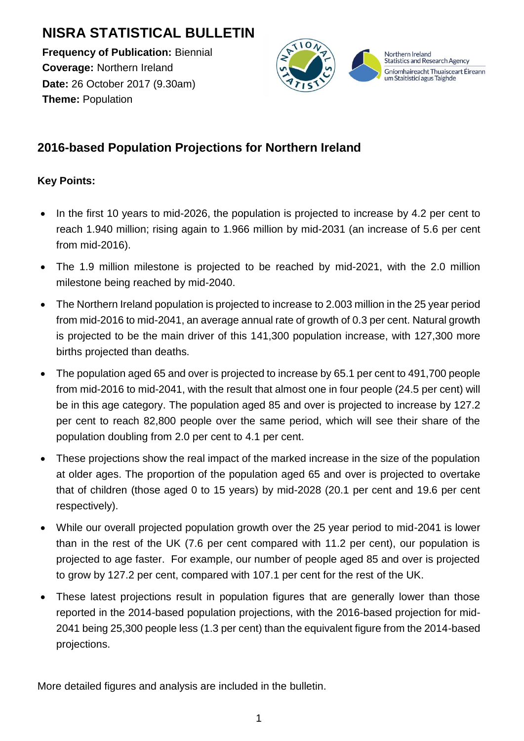# NISRA STATISTICAL BULLETIN

**Frequency of Publication:** Biennial
**Coverage:** Northern Ireland
**Date:** 26 October 2017 (9.30am)
**Theme:** Population

## 2016-based Population Projections for Northern Ireland

**Key Points:**

- In the first 10 years to mid-2026, the population is projected to increase by 4.2 per cent to reach 1.940 million; rising again to 1.966 million by mid-2031 (an increase of 5.6 per cent from mid-2016).
- The 1.9 million milestone is projected to be reached by mid-2021, with the 2.0 million milestone being reached by mid-2040.
- The Northern Ireland population is projected to increase to 2.003 million in the 25 year period from mid-2016 to mid-2041, an average annual rate of growth of 0.3 per cent. Natural growth is projected to be the main driver of this 141,300 population increase, with 127,300 more births projected than deaths.
- The population aged 65 and over is projected to increase by 65.1 per cent to 491,700 people from mid-2016 to mid-2041, with the result that almost one in four people (24.5 per cent) will be in this age category. The population aged 85 and over is projected to increase by 127.2 per cent to reach 82,800 people over the same period, which will see their share of the population doubling from 2.0 per cent to 4.1 per cent.
- These projections show the real impact of the marked increase in the size of the population at older ages. The proportion of the population aged 65 and over is projected to overtake that of children (those aged 0 to 15 years) by mid-2028 (20.1 per cent and 19.6 per cent respectively).
- While our overall projected population growth over the 25 year period to mid-2041 is lower than in the rest of the UK (7.6 per cent compared with 11.2 per cent), our population is projected to age faster. For example, our number of people aged 85 and over is projected to grow by 127.2 per cent, compared with 107.1 per cent for the rest of the UK.
- These latest projections result in population figures that are generally lower than those reported in the 2014-based population projections, with the 2016-based projection for mid-2041 being 25,300 people less (1.3 per cent) than the equivalent figure from the 2014-based projections.

More detailed figures and analysis are included in the bulletin.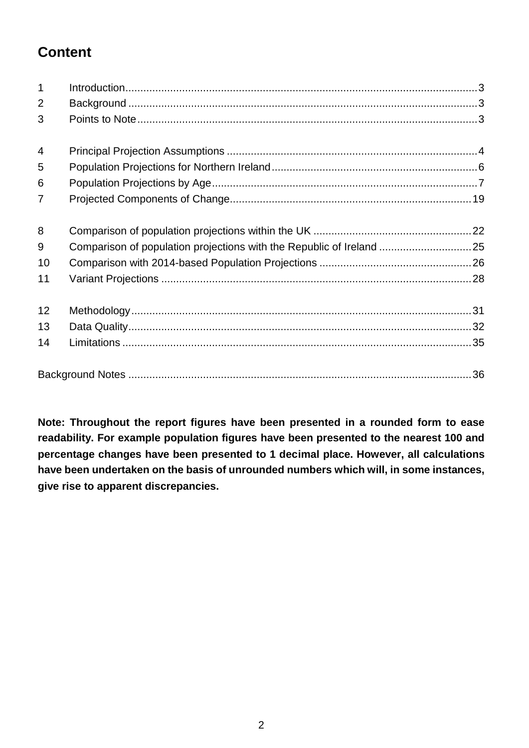## Content

| | | |
|---|---|---|
| 1 | Introduction | 3 |
| 2 | Background | 3 |
| 3 | Points to Note | 3 |
| 4 | Principal Projection Assumptions | 4 |
| 5 | Population Projections for Northern Ireland | 6 |
| 6 | Population Projections by Age | 7 |
| 7 | Projected Components of Change | 19 |
| 8 | Comparison of population projections within the UK | 22 |
| 9 | Comparison of population projections with the Republic of Ireland | 25 |
| 10 | Comparison with 2014-based Population Projections | 26 |
| 11 | Variant Projections | 28 |
| 12 | Methodology | 31 |
| 13 | Data Quality | 32 |
| 14 | Limitations | 35 |
| | Background Notes | 36 |

**Note: Throughout the report figures have been presented in a rounded form to ease readability. For example population figures have been presented to the nearest 100 and percentage changes have been presented to 1 decimal place. However, all calculations have been undertaken on the basis of unrounded numbers which will, in some instances, give rise to apparent discrepancies.**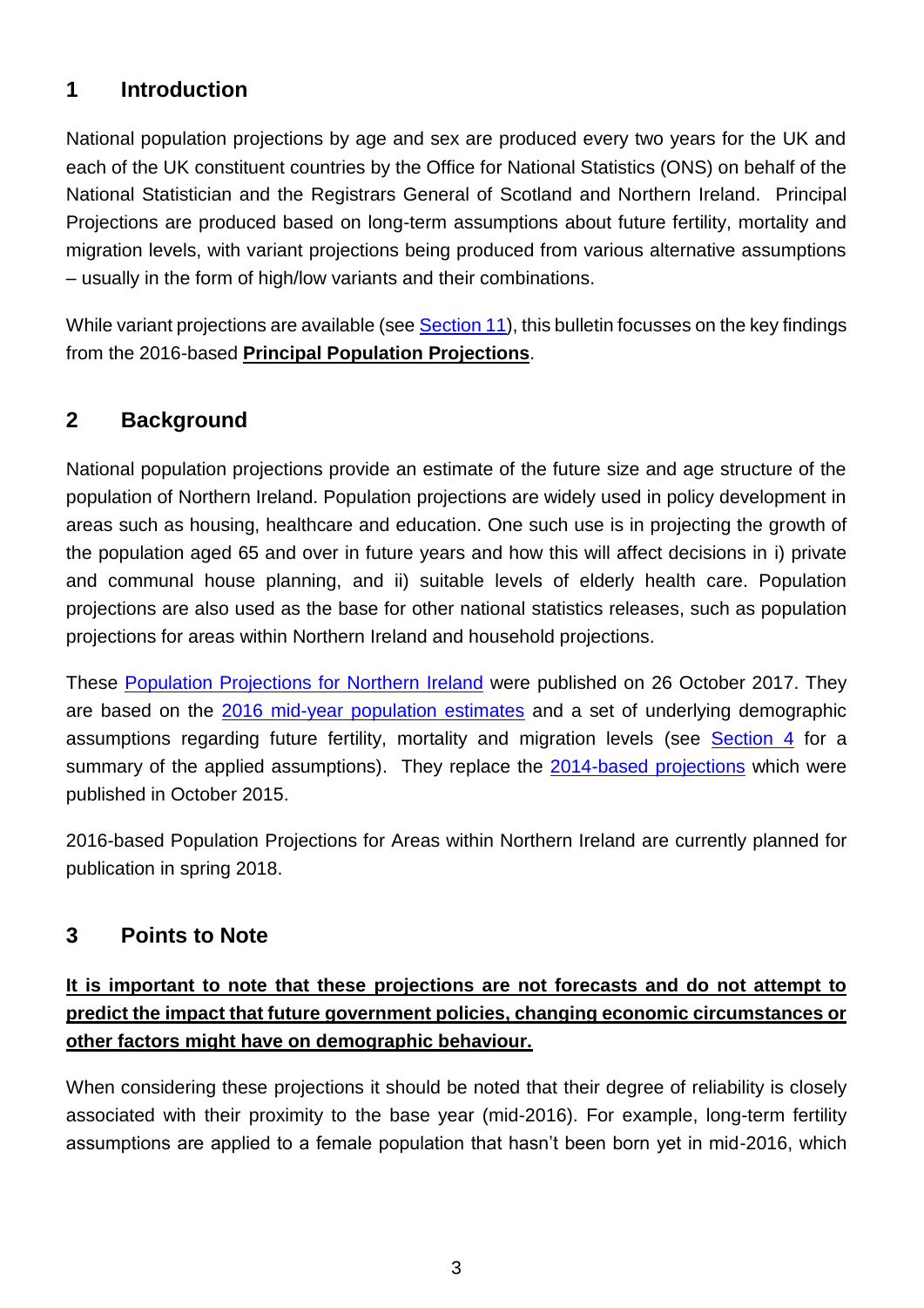## 1 Introduction

National population projections by age and sex are produced every two years for the UK and each of the UK constituent countries by the Office for National Statistics (ONS) on behalf of the National Statistician and the Registrars General of Scotland and Northern Ireland. Principal Projections are produced based on long-term assumptions about future fertility, mortality and migration levels, with variant projections being produced from various alternative assumptions – usually in the form of high/low variants and their combinations.

While variant projections are available (see Section 11), this bulletin focusses on the key findings from the 2016-based **Principal Population Projections**.

## 2 Background

National population projections provide an estimate of the future size and age structure of the population of Northern Ireland. Population projections are widely used in policy development in areas such as housing, healthcare and education. One such use is in projecting the growth of the population aged 65 and over in future years and how this will affect decisions in i) private and communal house planning, and ii) suitable levels of elderly health care. Population projections are also used as the base for other national statistics releases, such as population projections for areas within Northern Ireland and household projections.

These Population Projections for Northern Ireland were published on 26 October 2017. They are based on the 2016 mid-year population estimates and a set of underlying demographic assumptions regarding future fertility, mortality and migration levels (see Section 4 for a summary of the applied assumptions). They replace the 2014-based projections which were published in October 2015.

2016-based Population Projections for Areas within Northern Ireland are currently planned for publication in spring 2018.

## 3 Points to Note

**It is important to note that these projections are not forecasts and do not attempt to predict the impact that future government policies, changing economic circumstances or other factors might have on demographic behaviour.**

When considering these projections it should be noted that their degree of reliability is closely associated with their proximity to the base year (mid-2016). For example, long-term fertility assumptions are applied to a female population that hasn't been born yet in mid-2016, which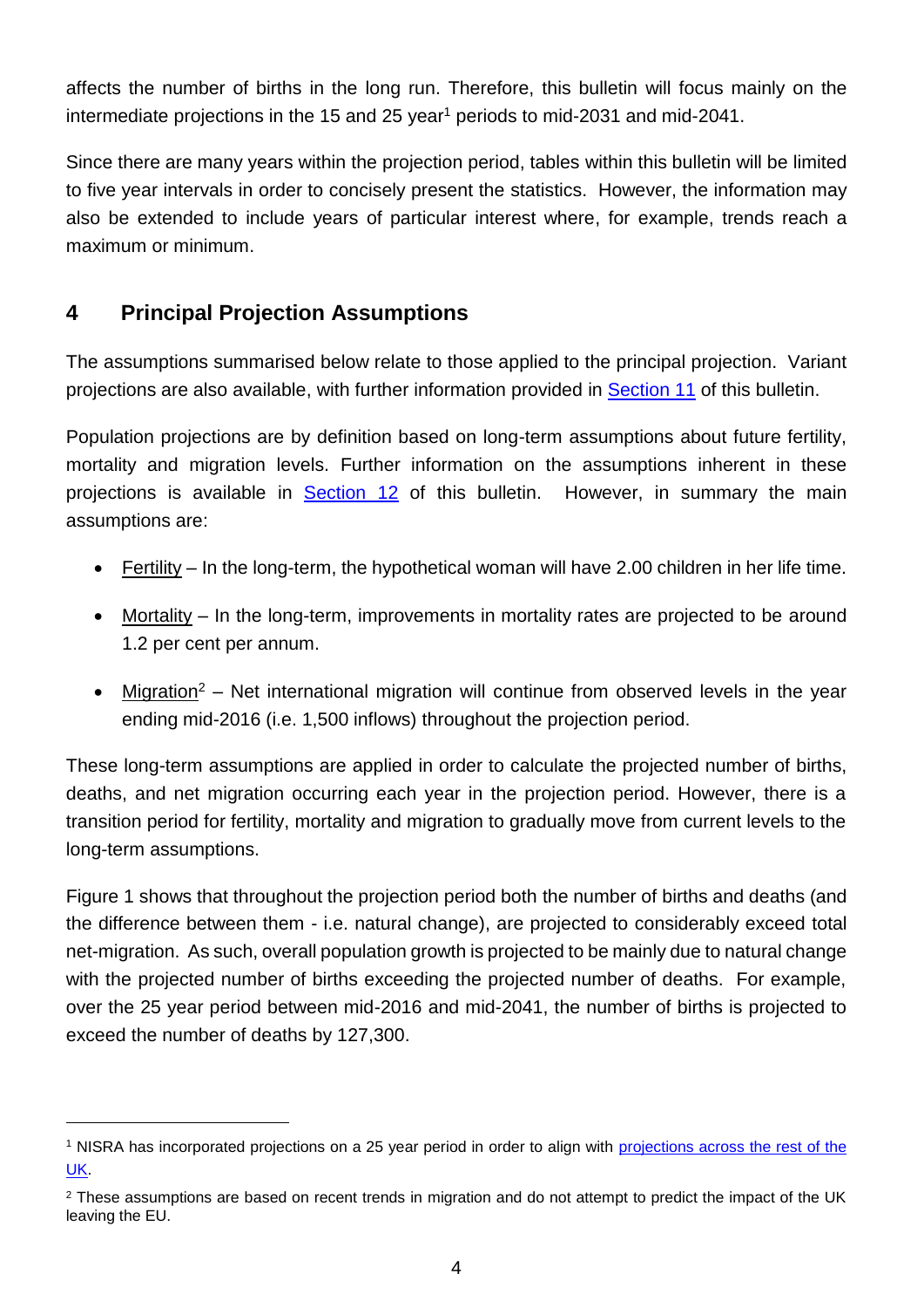affects the number of births in the long run. Therefore, this bulletin will focus mainly on the intermediate projections in the 15 and 25 year[1] periods to mid-2031 and mid-2041.

Since there are many years within the projection period, tables within this bulletin will be limited to five year intervals in order to concisely present the statistics. However, the information may also be extended to include years of particular interest where, for example, trends reach a maximum or minimum.

## 4 Principal Projection Assumptions

The assumptions summarised below relate to those applied to the principal projection. Variant projections are also available, with further information provided in Section 11 of this bulletin.

Population projections are by definition based on long-term assumptions about future fertility, mortality and migration levels. Further information on the assumptions inherent in these projections is available in Section 12 of this bulletin. However, in summary the main assumptions are:

- Fertility – In the long-term, the hypothetical woman will have 2.00 children in her life time.
- Mortality – In the long-term, improvements in mortality rates are projected to be around 1.2 per cent per annum.
- Migration[2] – Net international migration will continue from observed levels in the year ending mid-2016 (i.e. 1,500 inflows) throughout the projection period.

These long-term assumptions are applied in order to calculate the projected number of births, deaths, and net migration occurring each year in the projection period. However, there is a transition period for fertility, mortality and migration to gradually move from current levels to the long-term assumptions.

Figure 1 shows that throughout the projection period both the number of births and deaths (and the difference between them - i.e. natural change), are projected to considerably exceed total net-migration. As such, overall population growth is projected to be mainly due to natural change with the projected number of births exceeding the projected number of deaths. For example, over the 25 year period between mid-2016 and mid-2041, the number of births is projected to exceed the number of deaths by 127,300.

---

[1] NISRA has incorporated projections on a 25 year period in order to align with projections across the rest of the UK.

[2] These assumptions are based on recent trends in migration and do not attempt to predict the impact of the UK leaving the EU.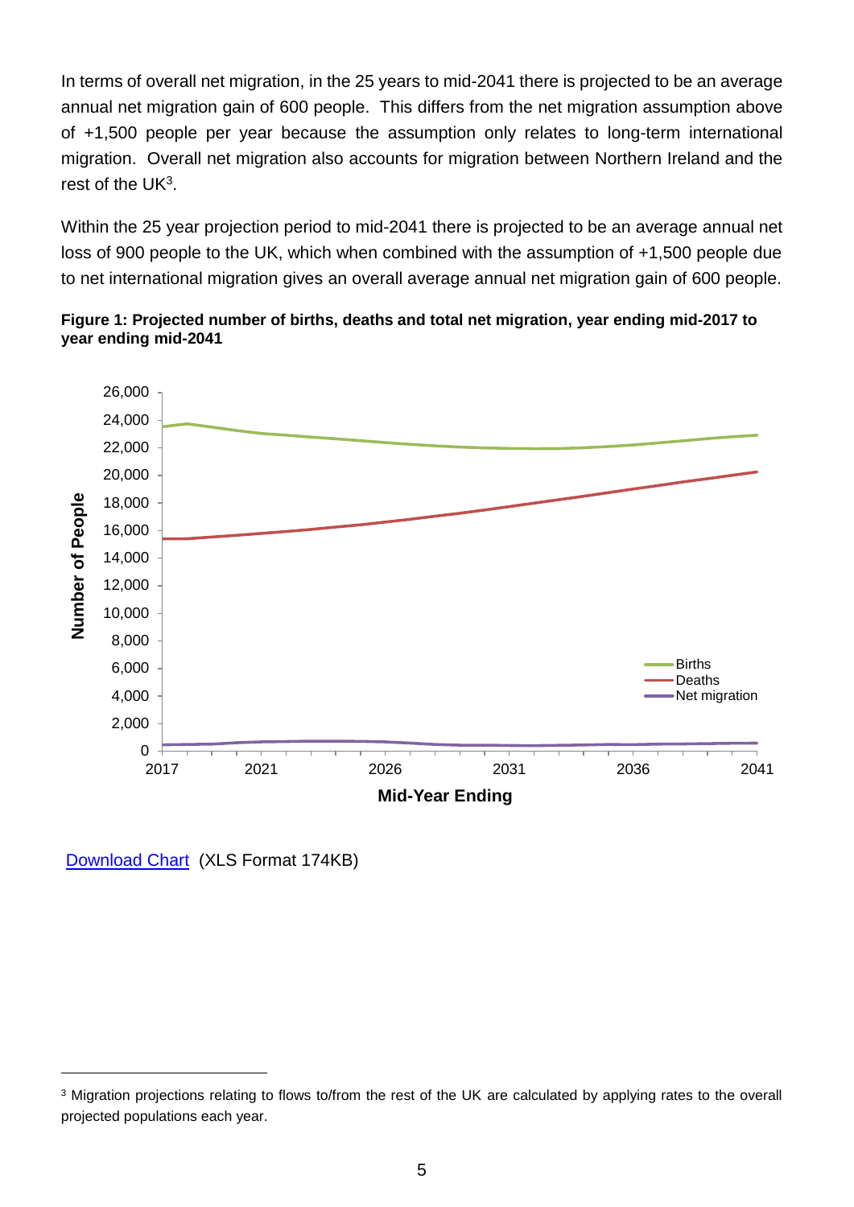In terms of overall net migration, in the 25 years to mid-2041 there is projected to be an average annual net migration gain of 600 people. This differs from the net migration assumption above of +1,500 people per year because the assumption only relates to long-term international migration. Overall net migration also accounts for migration between Northern Ireland and the rest of the UK[3].

Within the 25 year projection period to mid-2041 there is projected to be an average annual net loss of 900 people to the UK, which when combined with the assumption of +1,500 people due to net international migration gives an overall average annual net migration gain of 600 people.

**Figure 1: Projected number of births, deaths and total net migration, year ending mid-2017 to year ending mid-2041**

Download Chart (XLS Format 174KB)

---

[3] Migration projections relating to flows to/from the rest of the UK are calculated by applying rates to the overall projected populations each year.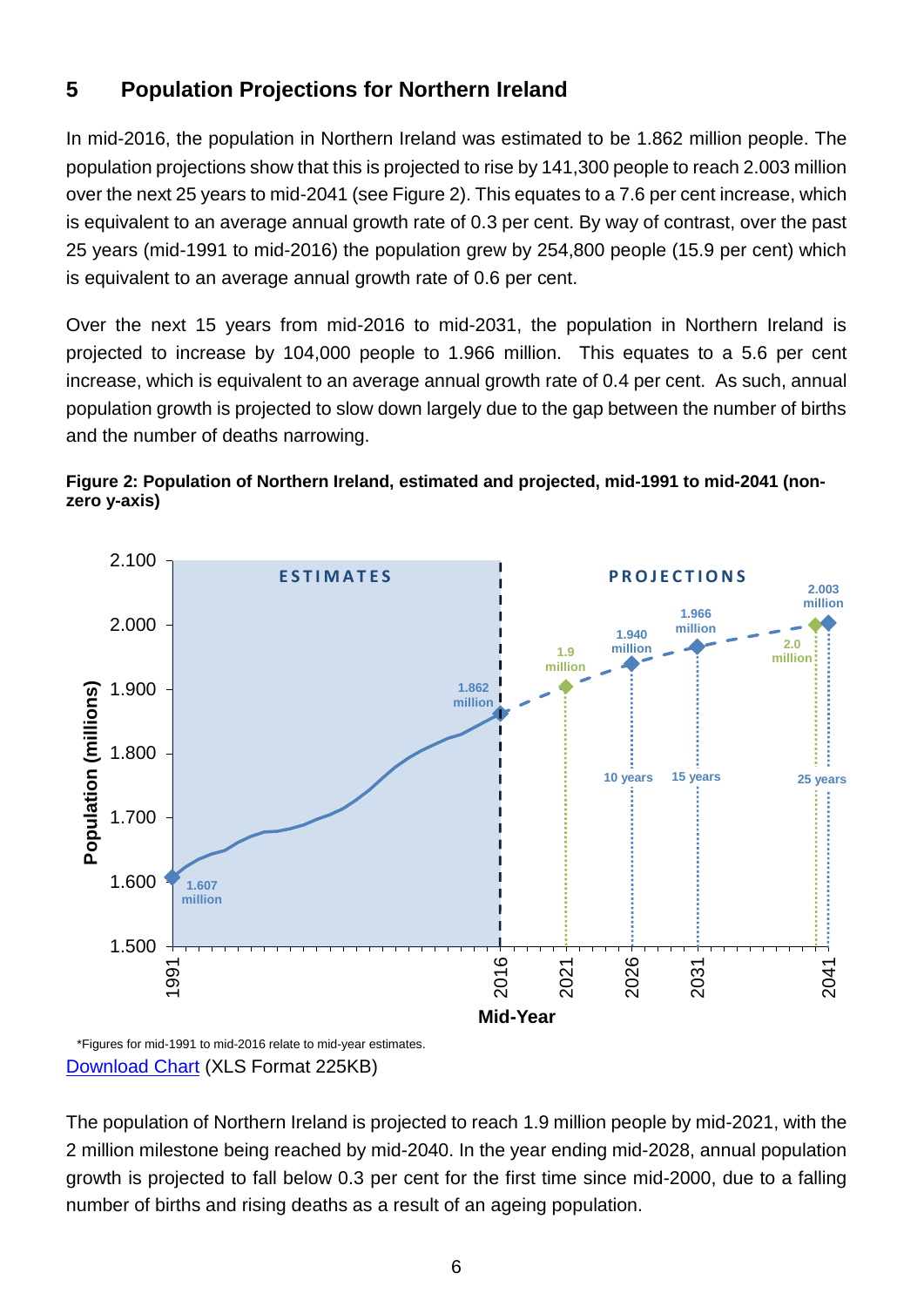## 5 Population Projections for Northern Ireland

In mid-2016, the population in Northern Ireland was estimated to be 1.862 million people. The population projections show that this is projected to rise by 141,300 people to reach 2.003 million over the next 25 years to mid-2041 (see Figure 2). This equates to a 7.6 per cent increase, which is equivalent to an average annual growth rate of 0.3 per cent. By way of contrast, over the past 25 years (mid-1991 to mid-2016) the population grew by 254,800 people (15.9 per cent) which is equivalent to an average annual growth rate of 0.6 per cent.

Over the next 15 years from mid-2016 to mid-2031, the population in Northern Ireland is projected to increase by 104,000 people to 1.966 million. This equates to a 5.6 per cent increase, which is equivalent to an average annual growth rate of 0.4 per cent. As such, annual population growth is projected to slow down largely due to the gap between the number of births and the number of deaths narrowing.

**Figure 2: Population of Northern Ireland, estimated and projected, mid-1991 to mid-2041 (non-zero y-axis)**

\*Figures for mid-1991 to mid-2016 relate to mid-year estimates.

Download Chart (XLS Format 225KB)

The population of Northern Ireland is projected to reach 1.9 million people by mid-2021, with the 2 million milestone being reached by mid-2040. In the year ending mid-2028, annual population growth is projected to fall below 0.3 per cent for the first time since mid-2000, due to a falling number of births and rising deaths as a result of an ageing population.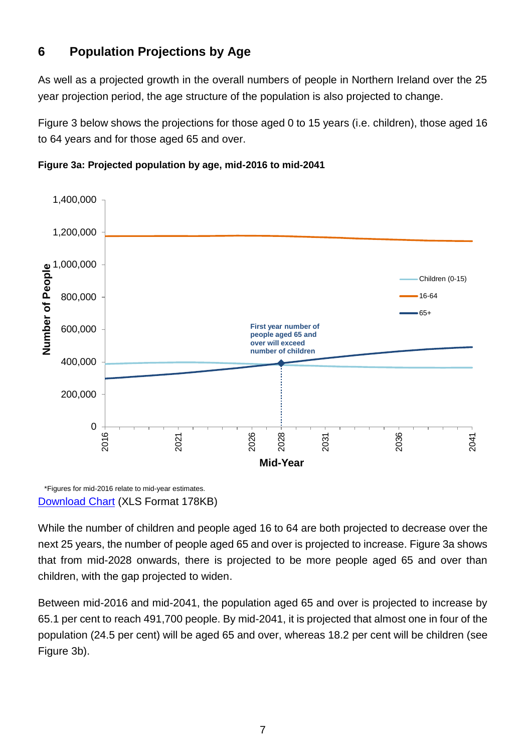## 6 Population Projections by Age

As well as a projected growth in the overall numbers of people in Northern Ireland over the 25 year projection period, the age structure of the population is also projected to change.

Figure 3 below shows the projections for those aged 0 to 15 years (i.e. children), those aged 16 to 64 years and for those aged 65 and over.

**Figure 3a: Projected population by age, mid-2016 to mid-2041**

*Figures for mid-2016 relate to mid-year estimates.

[Download Chart](#) (XLS Format 178KB)

While the number of children and people aged 16 to 64 are both projected to decrease over the next 25 years, the number of people aged 65 and over is projected to increase. Figure 3a shows that from mid-2028 onwards, there is projected to be more people aged 65 and over than children, with the gap projected to widen.

Between mid-2016 and mid-2041, the population aged 65 and over is projected to increase by 65.1 per cent to reach 491,700 people. By mid-2041, it is projected that almost one in four of the population (24.5 per cent) will be aged 65 and over, whereas 18.2 per cent will be children (see Figure 3b).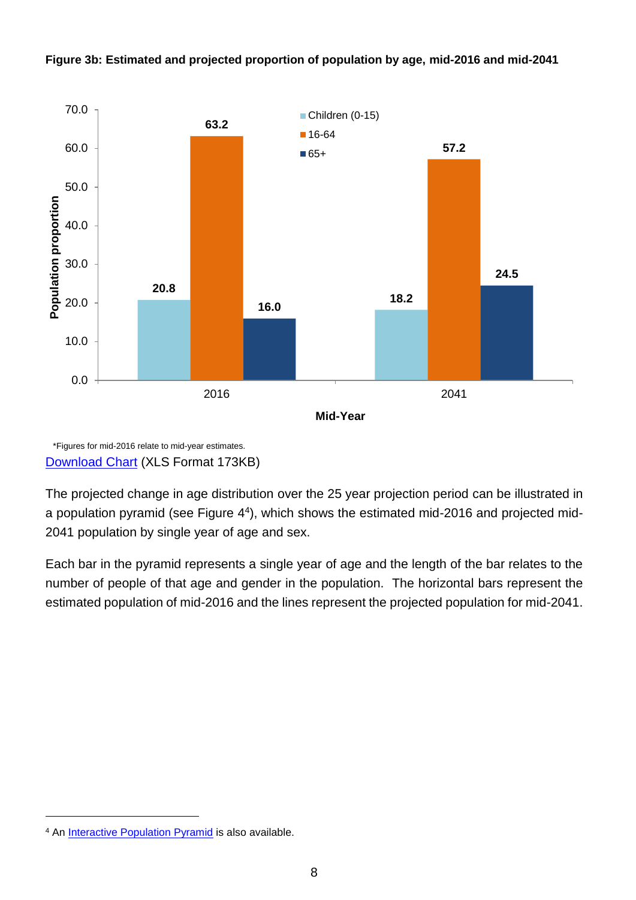**Figure 3b: Estimated and projected proportion of population by age, mid-2016 and mid-2041**

| Mid-Year | Children (0-15) | 16-64 | 65+ |
|---|---|---|---|
| 2016 | 20.8 | 63.2 | 16.0 |
| 2041 | 18.2 | 57.2 | 24.5 |

*Figures for mid-2016 relate to mid-year estimates.

[Download Chart](XLS Format 173KB)

The projected change in age distribution over the 25 year projection period can be illustrated in a population pyramid (see Figure 4[4]), which shows the estimated mid-2016 and projected mid-2041 population by single year of age and sex.

Each bar in the pyramid represents a single year of age and the length of the bar relates to the number of people of that age and gender in the population. The horizontal bars represent the estimated population of mid-2016 and the lines represent the projected population for mid-2041.

[4] An Interactive Population Pyramid is also available.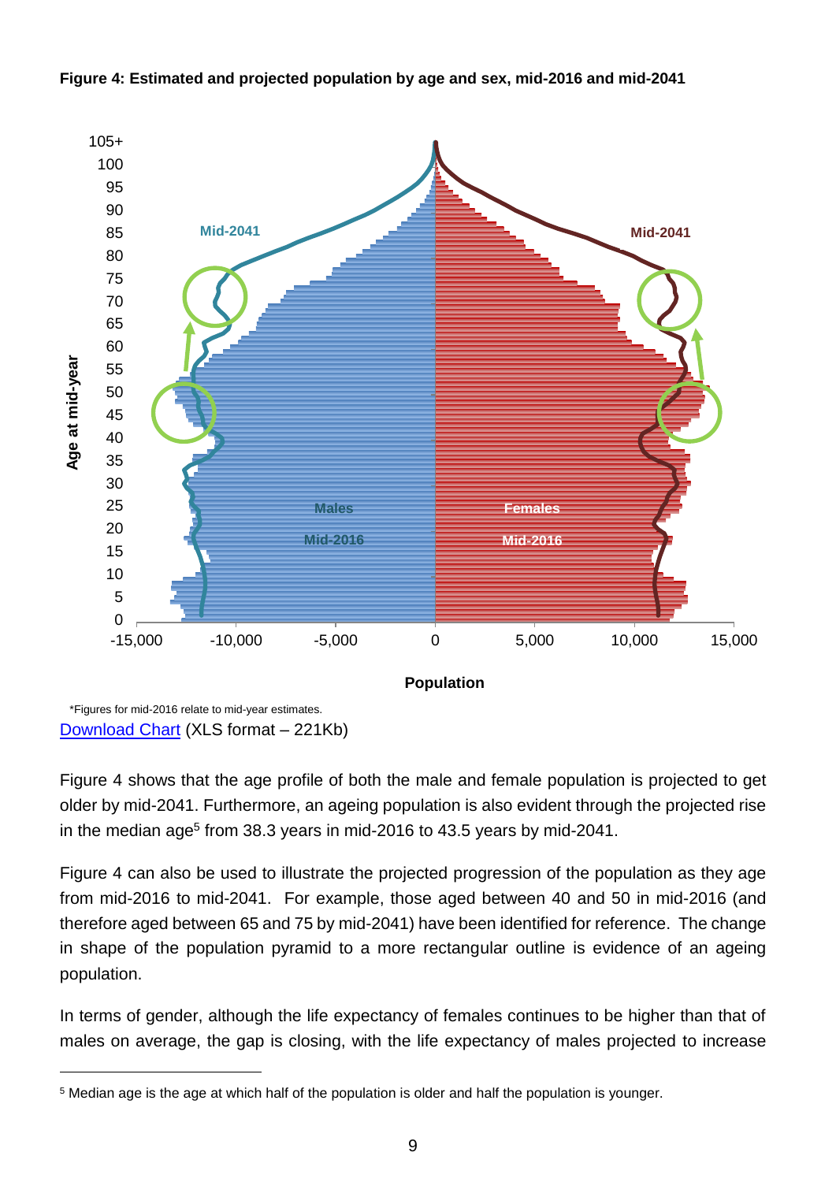**Figure 4: Estimated and projected population by age and sex, mid-2016 and mid-2041**

*Figures for mid-2016 relate to mid-year estimates.

[Download Chart](XLS format – 221Kb)

Figure 4 shows that the age profile of both the male and female population is projected to get older by mid-2041. Furthermore, an ageing population is also evident through the projected rise in the median age[5] from 38.3 years in mid-2016 to 43.5 years by mid-2041.

Figure 4 can also be used to illustrate the projected progression of the population as they age from mid-2016 to mid-2041. For example, those aged between 40 and 50 in mid-2016 (and therefore aged between 65 and 75 by mid-2041) have been identified for reference. The change in shape of the population pyramid to a more rectangular outline is evidence of an ageing population.

In terms of gender, although the life expectancy of females continues to be higher than that of males on average, the gap is closing, with the life expectancy of males projected to increase

[5] Median age is the age at which half of the population is older and half the population is younger.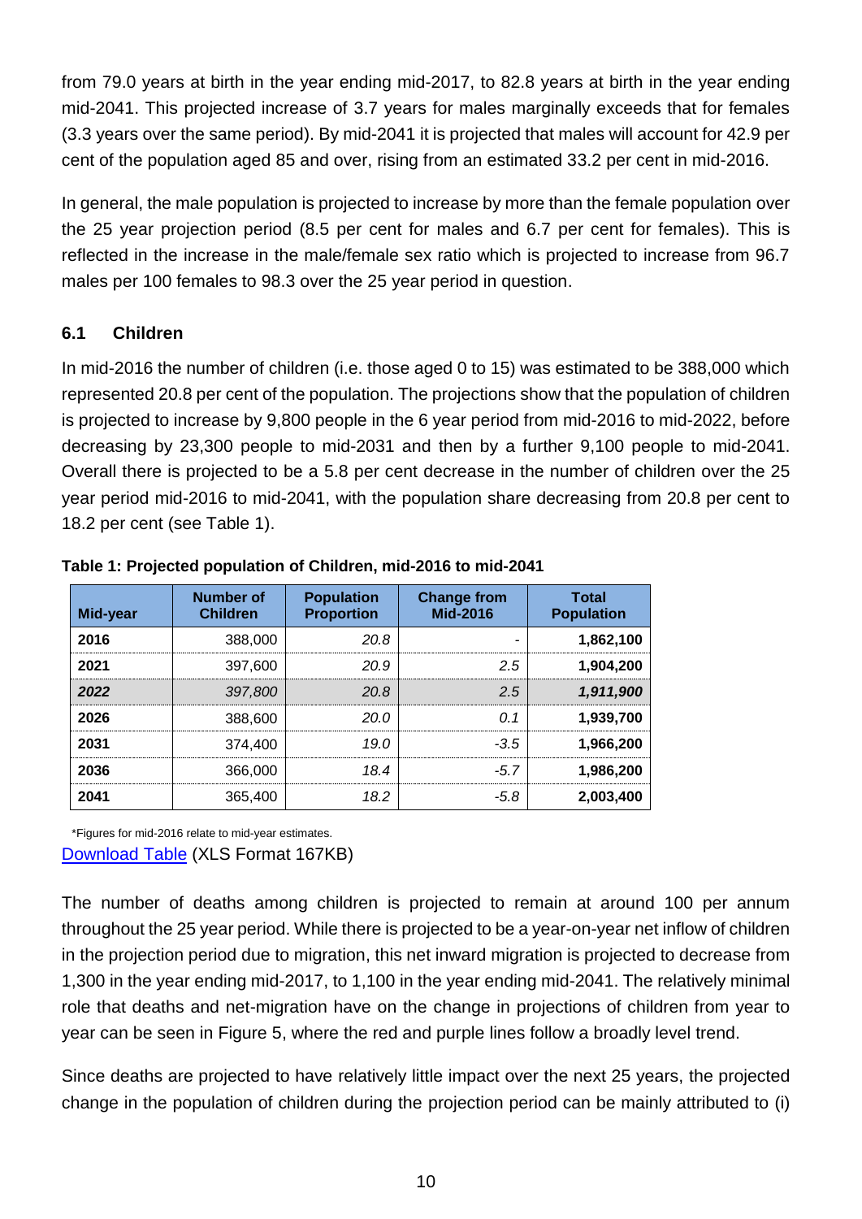from 79.0 years at birth in the year ending mid-2017, to 82.8 years at birth in the year ending mid-2041. This projected increase of 3.7 years for males marginally exceeds that for females (3.3 years over the same period). By mid-2041 it is projected that males will account for 42.9 per cent of the population aged 85 and over, rising from an estimated 33.2 per cent in mid-2016.

In general, the male population is projected to increase by more than the female population over the 25 year projection period (8.5 per cent for males and 6.7 per cent for females). This is reflected in the increase in the male/female sex ratio which is projected to increase from 96.7 males per 100 females to 98.3 over the 25 year period in question.

### 6.1 Children

In mid-2016 the number of children (i.e. those aged 0 to 15) was estimated to be 388,000 which represented 20.8 per cent of the population. The projections show that the population of children is projected to increase by 9,800 people in the 6 year period from mid-2016 to mid-2022, before decreasing by 23,300 people to mid-2031 and then by a further 9,100 people to mid-2041. Overall there is projected to be a 5.8 per cent decrease in the number of children over the 25 year period mid-2016 to mid-2041, with the population share decreasing from 20.8 per cent to 18.2 per cent (see Table 1).

**Table 1: Projected population of Children, mid-2016 to mid-2041**

| Mid-year | Number of Children | Population Proportion | Change from Mid-2016 | Total Population |
|---|---|---|---|---|
| **2016** | 388,000 | *20.8* | - | **1,862,100** |
| **2021** | 397,600 | *20.9* | *2.5* | **1,904,200** |
| ***2022*** | *397,800* | *20.8* | *2.5* | ***1,911,900*** |
| **2026** | 388,600 | *20.0* | *0.1* | **1,939,700** |
| **2031** | 374,400 | *19.0* | *-3.5* | **1,966,200** |
| **2036** | 366,000 | *18.4* | *-5.7* | **1,986,200** |
| **2041** | 365,400 | *18.2* | *-5.8* | **2,003,400** |

*Figures for mid-2016 relate to mid-year estimates.

Download Table (XLS Format 167KB)

The number of deaths among children is projected to remain at around 100 per annum throughout the 25 year period. While there is projected to be a year-on-year net inflow of children in the projection period due to migration, this net inward migration is projected to decrease from 1,300 in the year ending mid-2017, to 1,100 in the year ending mid-2041. The relatively minimal role that deaths and net-migration have on the change in projections of children from year to year can be seen in Figure 5, where the red and purple lines follow a broadly level trend.

Since deaths are projected to have relatively little impact over the next 25 years, the projected change in the population of children during the projection period can be mainly attributed to (i)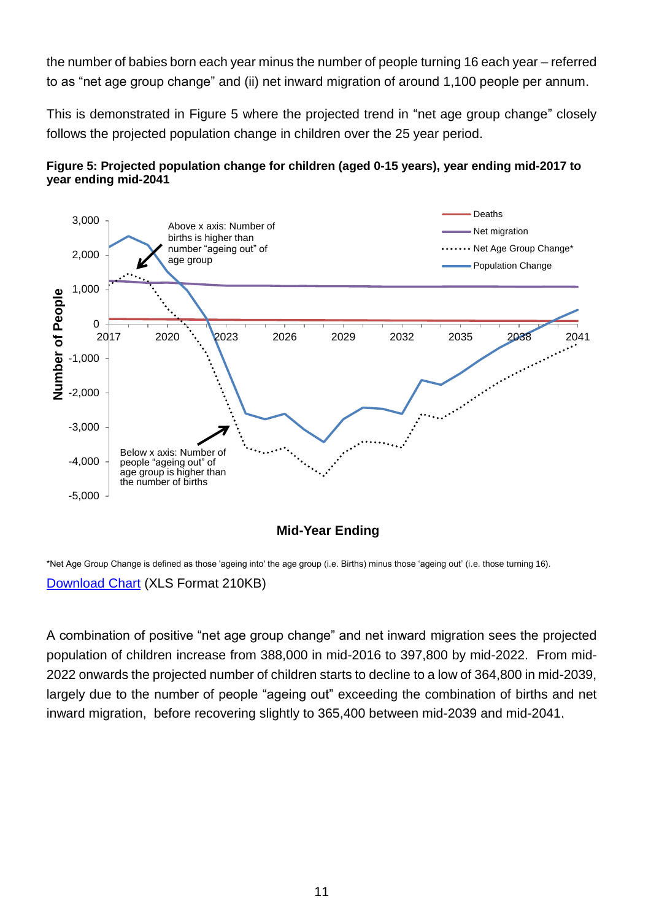the number of babies born each year minus the number of people turning 16 each year – referred to as "net age group change" and (ii) net inward migration of around 1,100 people per annum.

This is demonstrated in Figure 5 where the projected trend in "net age group change" closely follows the projected population change in children over the 25 year period.

**Figure 5: Projected population change for children (aged 0-15 years), year ending mid-2017 to year ending mid-2041**

*Net Age Group Change is defined as those 'ageing into' the age group (i.e. Births) minus those 'ageing out' (i.e. those turning 16).

[Download Chart](#) (XLS Format 210KB)

A combination of positive "net age group change" and net inward migration sees the projected population of children increase from 388,000 in mid-2016 to 397,800 by mid-2022. From mid-2022 onwards the projected number of children starts to decline to a low of 364,800 in mid-2039, largely due to the number of people "ageing out" exceeding the combination of births and net inward migration, before recovering slightly to 365,400 between mid-2039 and mid-2041.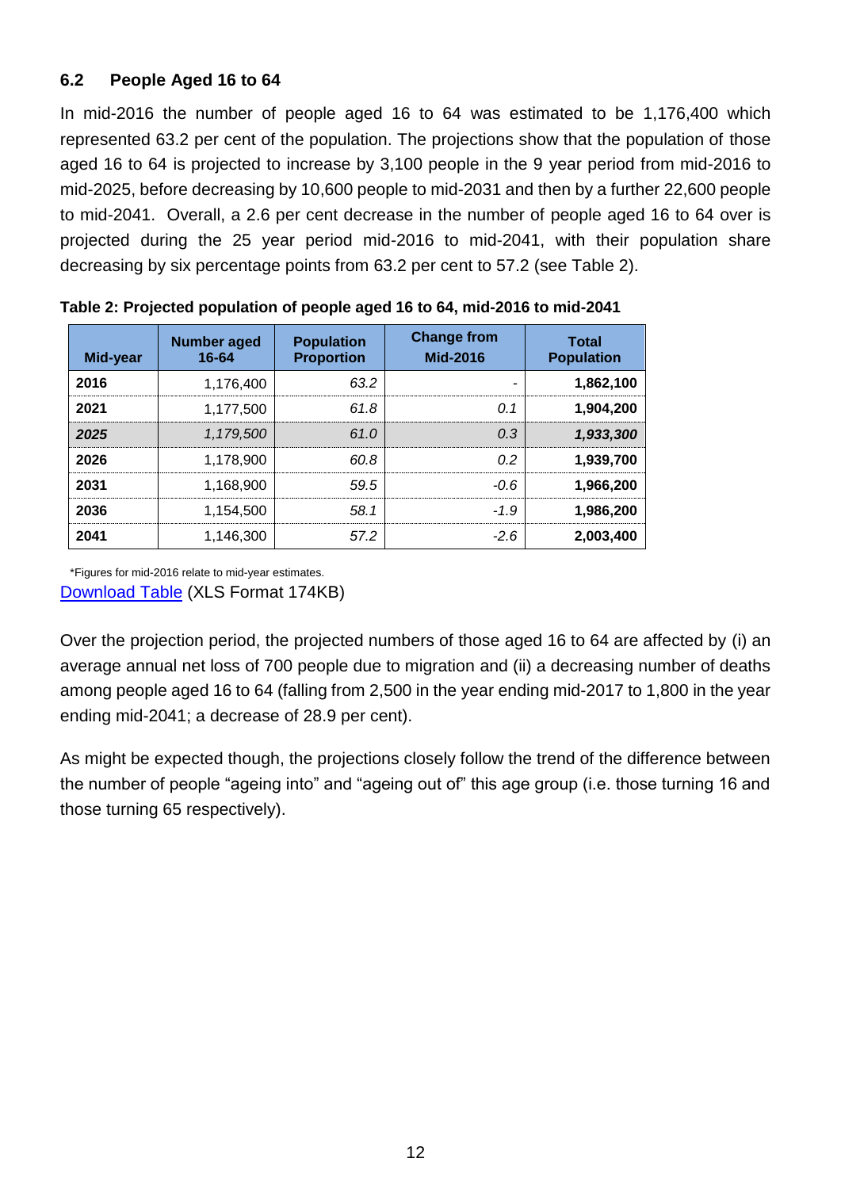### 6.2 People Aged 16 to 64

In mid-2016 the number of people aged 16 to 64 was estimated to be 1,176,400 which represented 63.2 per cent of the population. The projections show that the population of those aged 16 to 64 is projected to increase by 3,100 people in the 9 year period from mid-2016 to mid-2025, before decreasing by 10,600 people to mid-2031 and then by a further 22,600 people to mid-2041. Overall, a 2.6 per cent decrease in the number of people aged 16 to 64 over is projected during the 25 year period mid-2016 to mid-2041, with their population share decreasing by six percentage points from 63.2 per cent to 57.2 (see Table 2).

**Table 2: Projected population of people aged 16 to 64, mid-2016 to mid-2041**

| Mid-year | Number aged 16-64 | Population Proportion | Change from Mid-2016 | Total Population |
|---|---|---|---|---|
| **2016** | 1,176,400 | *63.2* | - | **1,862,100** |
| **2021** | 1,177,500 | *61.8* | *0.1* | **1,904,200** |
| ***2025*** | *1,179,500* | *61.0* | *0.3* | ***1,933,300*** |
| **2026** | 1,178,900 | *60.8* | *0.2* | **1,939,700** |
| **2031** | 1,168,900 | *59.5* | *-0.6* | **1,966,200** |
| **2036** | 1,154,500 | *58.1* | *-1.9* | **1,986,200** |
| **2041** | 1,146,300 | *57.2* | *-2.6* | **2,003,400** |

*Figures for mid-2016 relate to mid-year estimates.

Download Table (XLS Format 174KB)

Over the projection period, the projected numbers of those aged 16 to 64 are affected by (i) an average annual net loss of 700 people due to migration and (ii) a decreasing number of deaths among people aged 16 to 64 (falling from 2,500 in the year ending mid-2017 to 1,800 in the year ending mid-2041; a decrease of 28.9 per cent).

As might be expected though, the projections closely follow the trend of the difference between the number of people "ageing into" and "ageing out of" this age group (i.e. those turning 16 and those turning 65 respectively).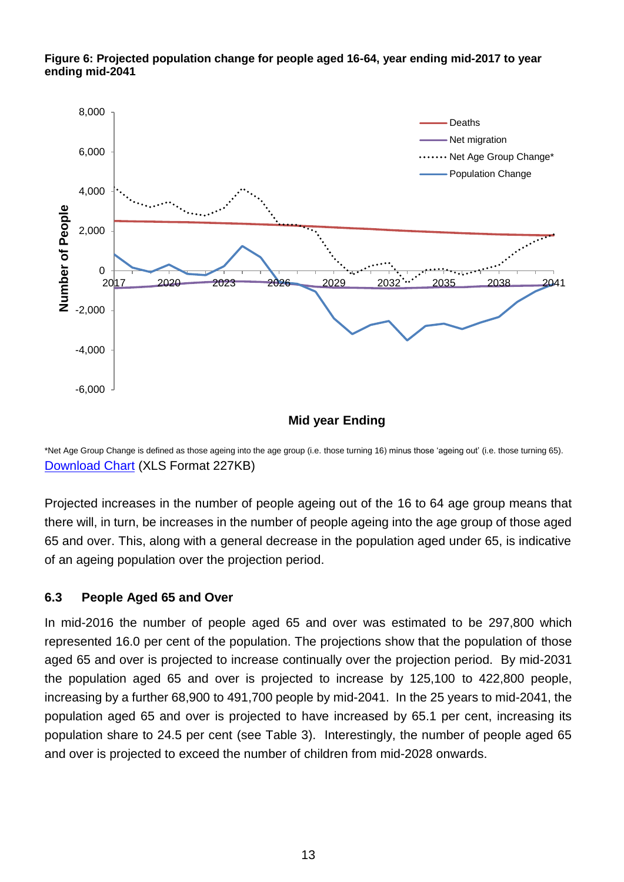**Figure 6: Projected population change for people aged 16-64, year ending mid-2017 to year ending mid-2041**

*Net Age Group Change is defined as those ageing into the age group (i.e. those turning 16) minus those 'ageing out' (i.e. those turning 65).
Download Chart (XLS Format 227KB)

Projected increases in the number of people ageing out of the 16 to 64 age group means that there will, in turn, be increases in the number of people ageing into the age group of those aged 65 and over. This, along with a general decrease in the population aged under 65, is indicative of an ageing population over the projection period.

### 6.3 People Aged 65 and Over

In mid-2016 the number of people aged 65 and over was estimated to be 297,800 which represented 16.0 per cent of the population. The projections show that the population of those aged 65 and over is projected to increase continually over the projection period. By mid-2031 the population aged 65 and over is projected to increase by 125,100 to 422,800 people, increasing by a further 68,900 to 491,700 people by mid-2041. In the 25 years to mid-2041, the population aged 65 and over is projected to have increased by 65.1 per cent, increasing its population share to 24.5 per cent (see Table 3). Interestingly, the number of people aged 65 and over is projected to exceed the number of children from mid-2028 onwards.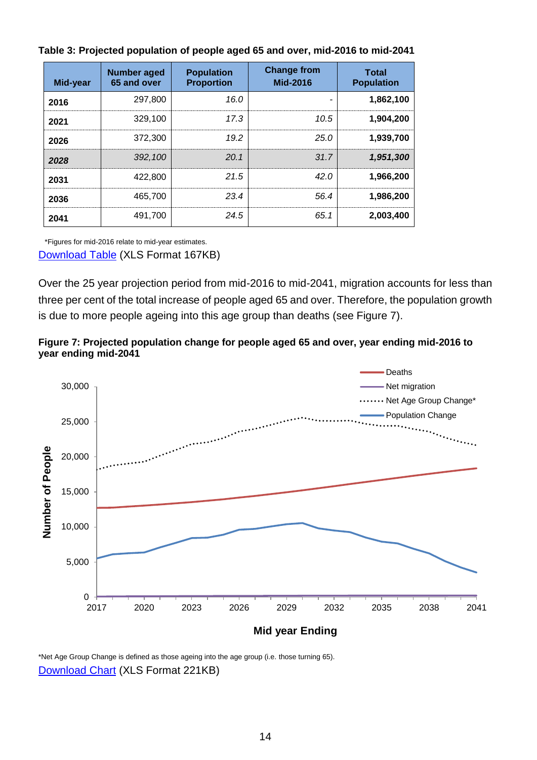**Table 3: Projected population of people aged 65 and over, mid-2016 to mid-2041**

| Mid-year | Number aged 65 and over | Population Proportion | Change from Mid-2016 | Total Population |
|---|---|---|---|---|
| **2016** | 297,800 | *16.0* | - | **1,862,100** |
| **2021** | 329,100 | *17.3* | *10.5* | **1,904,200** |
| **2026** | 372,300 | *19.2* | *25.0* | **1,939,700** |
| ***2028*** | *392,100* | *20.1* | *31.7* | ***1,951,300*** |
| **2031** | 422,800 | *21.5* | *42.0* | **1,966,200** |
| **2036** | 465,700 | *23.4* | *56.4* | **1,986,200** |
| **2041** | 491,700 | *24.5* | *65.1* | **2,003,400** |

*Figures for mid-2016 relate to mid-year estimates.

Download Table (XLS Format 167KB)

Over the 25 year projection period from mid-2016 to mid-2041, migration accounts for less than three per cent of the total increase of people aged 65 and over. Therefore, the population growth is due to more people ageing into this age group than deaths (see Figure 7).

**Figure 7: Projected population change for people aged 65 and over, year ending mid-2016 to year ending mid-2041**

*Net Age Group Change is defined as those ageing into the age group (i.e. those turning 65).

Download Chart (XLS Format 221KB)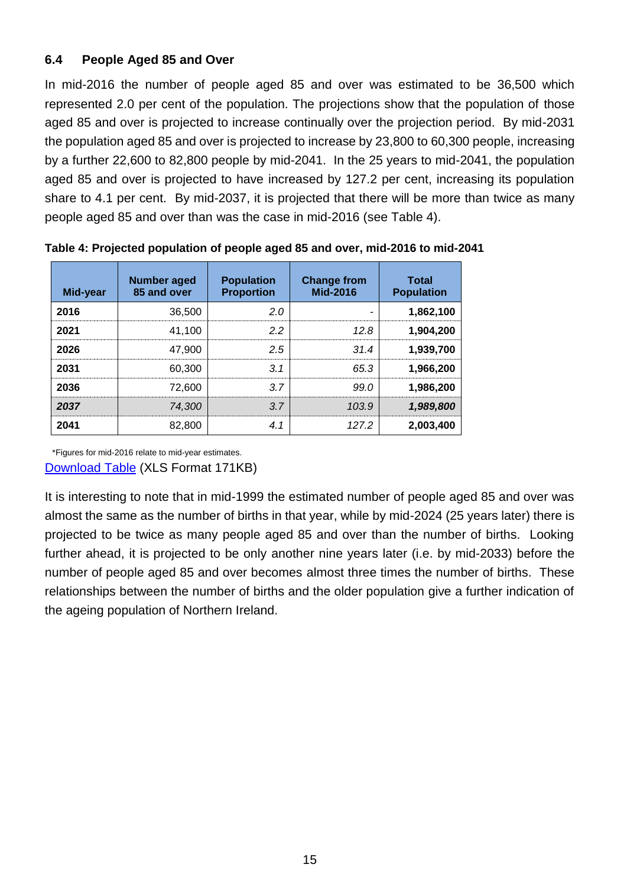### 6.4 People Aged 85 and Over

In mid-2016 the number of people aged 85 and over was estimated to be 36,500 which represented 2.0 per cent of the population. The projections show that the population of those aged 85 and over is projected to increase continually over the projection period. By mid-2031 the population aged 85 and over is projected to increase by 23,800 to 60,300 people, increasing by a further 22,600 to 82,800 people by mid-2041. In the 25 years to mid-2041, the population aged 85 and over is projected to have increased by 127.2 per cent, increasing its population share to 4.1 per cent. By mid-2037, it is projected that there will be more than twice as many people aged 85 and over than was the case in mid-2016 (see Table 4).

**Table 4: Projected population of people aged 85 and over, mid-2016 to mid-2041**

| Mid-year | Number aged 85 and over | Population Proportion | Change from Mid-2016 | Total Population |
|---|---|---|---|---|
| **2016** | 36,500 | *2.0* | - | **1,862,100** |
| **2021** | 41,100 | *2.2* | *12.8* | **1,904,200** |
| **2026** | 47,900 | *2.5* | *31.4* | **1,939,700** |
| **2031** | 60,300 | *3.1* | *65.3* | **1,966,200** |
| **2036** | 72,600 | *3.7* | *99.0* | **1,986,200** |
| ***2037*** | *74,300* | *3.7* | *103.9* | ***1,989,800*** |
| **2041** | 82,800 | *4.1* | *127.2* | **2,003,400** |

*Figures for mid-2016 relate to mid-year estimates.

Download Table (XLS Format 171KB)

It is interesting to note that in mid-1999 the estimated number of people aged 85 and over was almost the same as the number of births in that year, while by mid-2024 (25 years later) there is projected to be twice as many people aged 85 and over than the number of births. Looking further ahead, it is projected to be only another nine years later (i.e. by mid-2033) before the number of people aged 85 and over becomes almost three times the number of births. These relationships between the number of births and the older population give a further indication of the ageing population of Northern Ireland.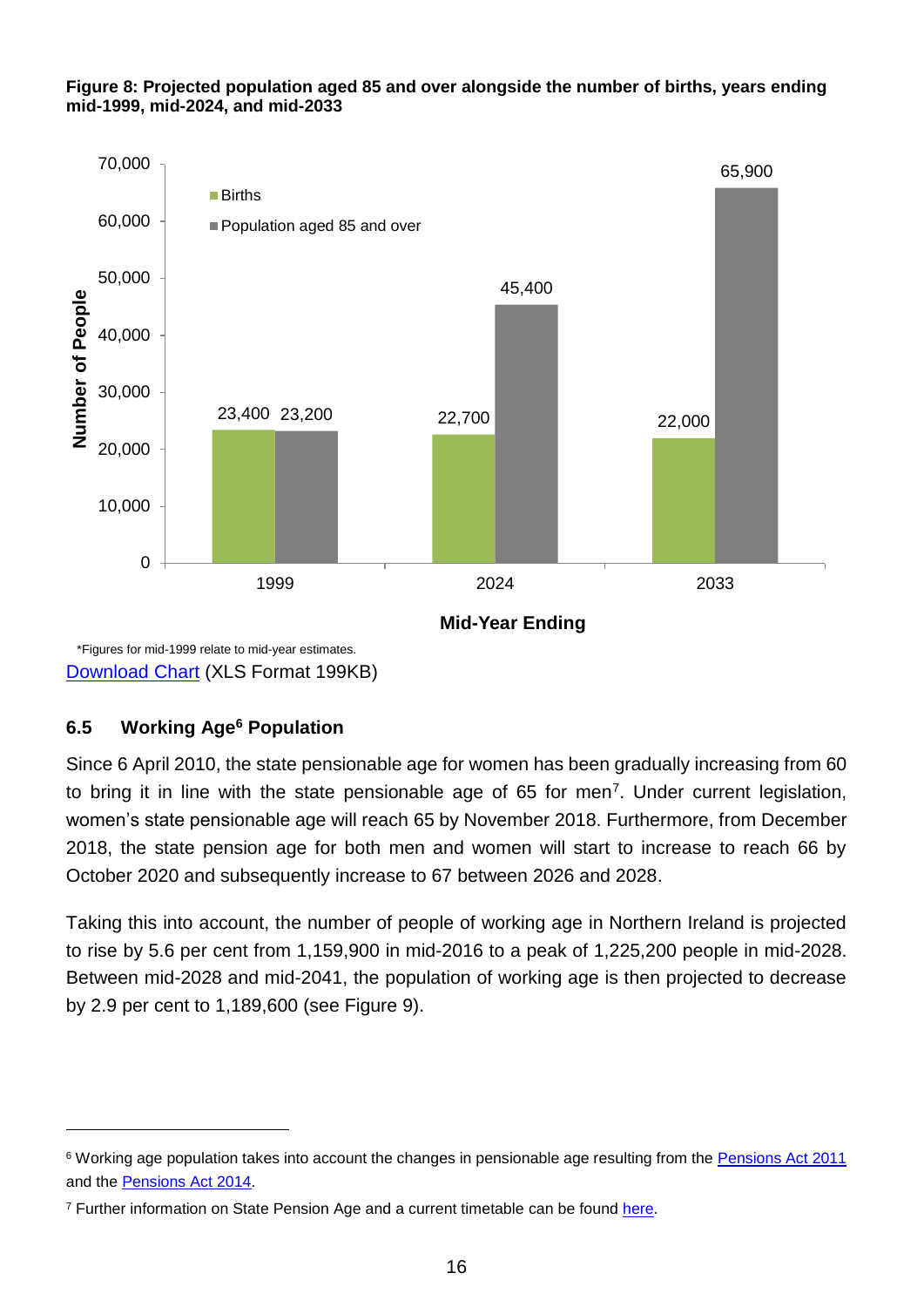**Figure 8: Projected population aged 85 and over alongside the number of births, years ending mid-1999, mid-2024, and mid-2033**

| Mid-Year Ending | Births | Population aged 85 and over |
|---|---|---|
| 1999 | 23,400 | 23,200 |
| 2024 | 22,700 | 45,400 |
| 2033 | 22,000 | 65,900 |

*Figures for mid-1999 relate to mid-year estimates.

Download Chart (XLS Format 199KB)

### 6.5 Working Age[6] Population

Since 6 April 2010, the state pensionable age for women has been gradually increasing from 60 to bring it in line with the state pensionable age of 65 for men[7]. Under current legislation, women's state pensionable age will reach 65 by November 2018. Furthermore, from December 2018, the state pension age for both men and women will start to increase to reach 66 by October 2020 and subsequently increase to 67 between 2026 and 2028.

Taking this into account, the number of people of working age in Northern Ireland is projected to rise by 5.6 per cent from 1,159,900 in mid-2016 to a peak of 1,225,200 people in mid-2028. Between mid-2028 and mid-2041, the population of working age is then projected to decrease by 2.9 per cent to 1,189,600 (see Figure 9).

---

[6] Working age population takes into account the changes in pensionable age resulting from the Pensions Act 2011 and the Pensions Act 2014.

[7] Further information on State Pension Age and a current timetable can be found here.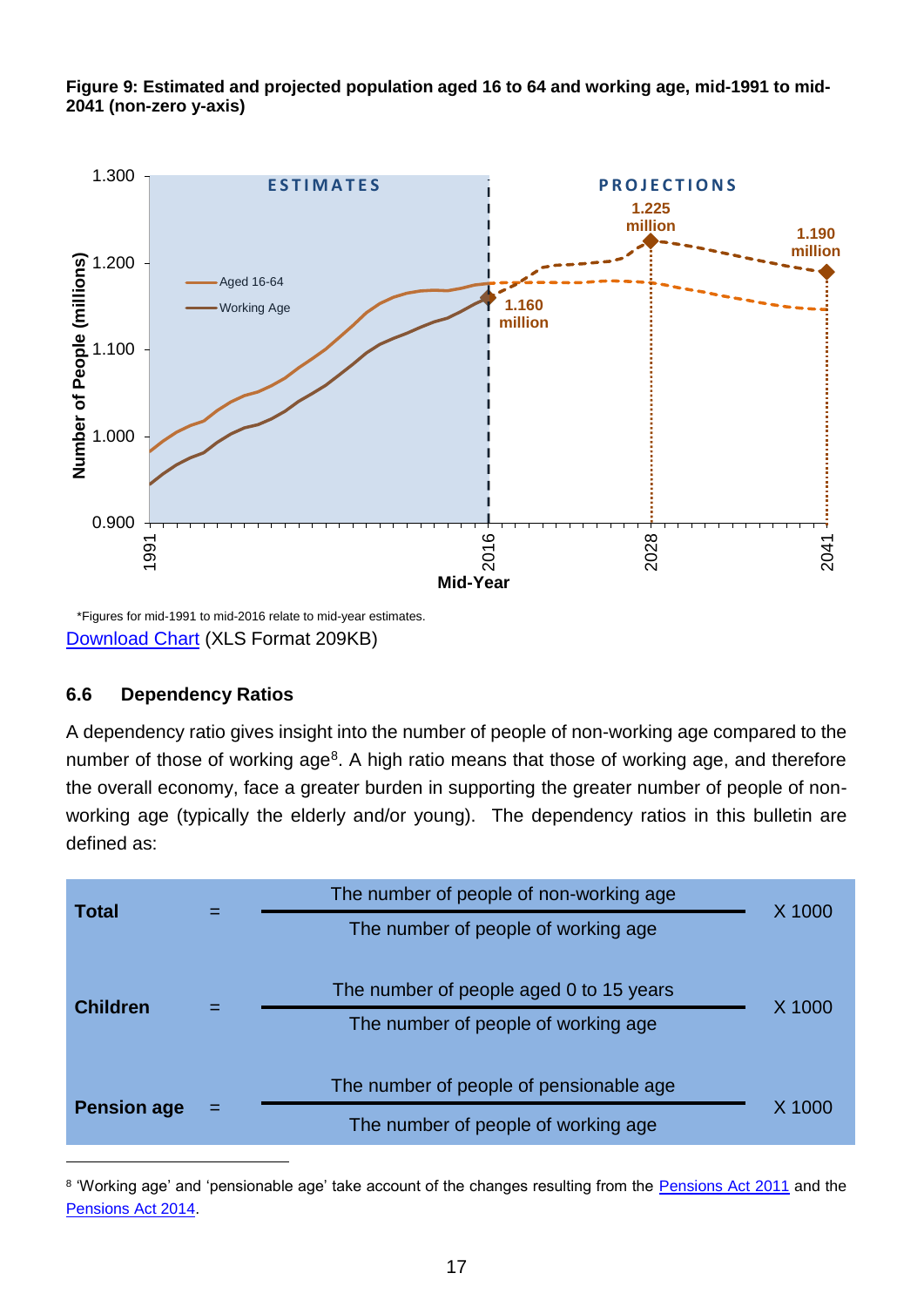**Figure 9: Estimated and projected population aged 16 to 64 and working age, mid-1991 to mid-2041 (non-zero y-axis)**

*Figures for mid-1991 to mid-2016 relate to mid-year estimates.

Download Chart (XLS Format 209KB)

### 6.6 Dependency Ratios

A dependency ratio gives insight into the number of people of non-working age compared to the number of those of working age[8]. A high ratio means that those of working age, and therefore the overall economy, face a greater burden in supporting the greater number of people of non-working age (typically the elderly and/or young). The dependency ratios in this bulletin are defined as:

$$\textbf{Total} = \frac{\text{The number of people of non-working age}}{\text{The number of people of working age}} \times 1000$$

$$\textbf{Children} = \frac{\text{The number of people aged 0 to 15 years}}{\text{The number of people of working age}} \times 1000$$

$$\textbf{Pension age} = \frac{\text{The number of people of pensionable age}}{\text{The number of people of working age}} \times 1000$$

[8] 'Working age' and 'pensionable age' take account of the changes resulting from the Pensions Act 2011 and the Pensions Act 2014.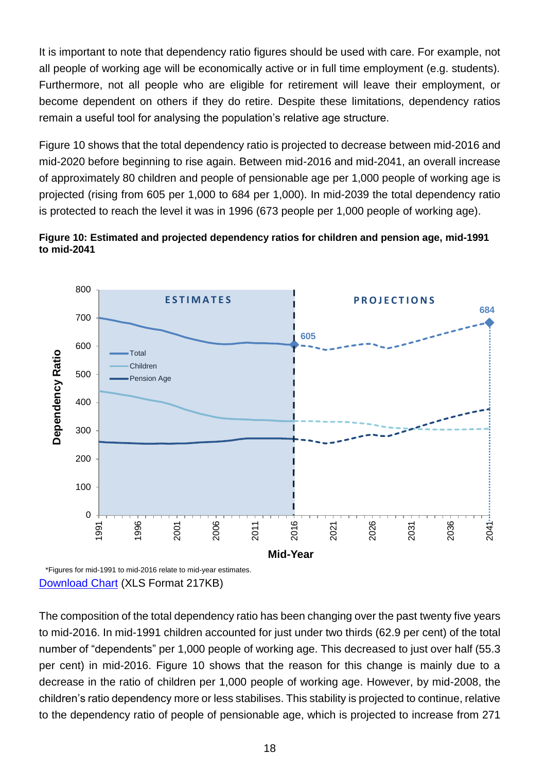It is important to note that dependency ratio figures should be used with care. For example, not all people of working age will be economically active or in full time employment (e.g. students). Furthermore, not all people who are eligible for retirement will leave their employment, or become dependent on others if they do retire. Despite these limitations, dependency ratios remain a useful tool for analysing the population's relative age structure.

Figure 10 shows that the total dependency ratio is projected to decrease between mid-2016 and mid-2020 before beginning to rise again. Between mid-2016 and mid-2041, an overall increase of approximately 80 children and people of pensionable age per 1,000 people of working age is projected (rising from 605 per 1,000 to 684 per 1,000). In mid-2039 the total dependency ratio is protected to reach the level it was in 1996 (673 people per 1,000 people of working age).

**Figure 10: Estimated and projected dependency ratios for children and pension age, mid-1991 to mid-2041**

*Figures for mid-1991 to mid-2016 relate to mid-year estimates.

Download Chart (XLS Format 217KB)

The composition of the total dependency ratio has been changing over the past twenty five years to mid-2016. In mid-1991 children accounted for just under two thirds (62.9 per cent) of the total number of "dependents" per 1,000 people of working age. This decreased to just over half (55.3 per cent) in mid-2016. Figure 10 shows that the reason for this change is mainly due to a decrease in the ratio of children per 1,000 people of working age. However, by mid-2008, the children's ratio dependency more or less stabilises. This stability is projected to continue, relative to the dependency ratio of people of pensionable age, which is projected to increase from 271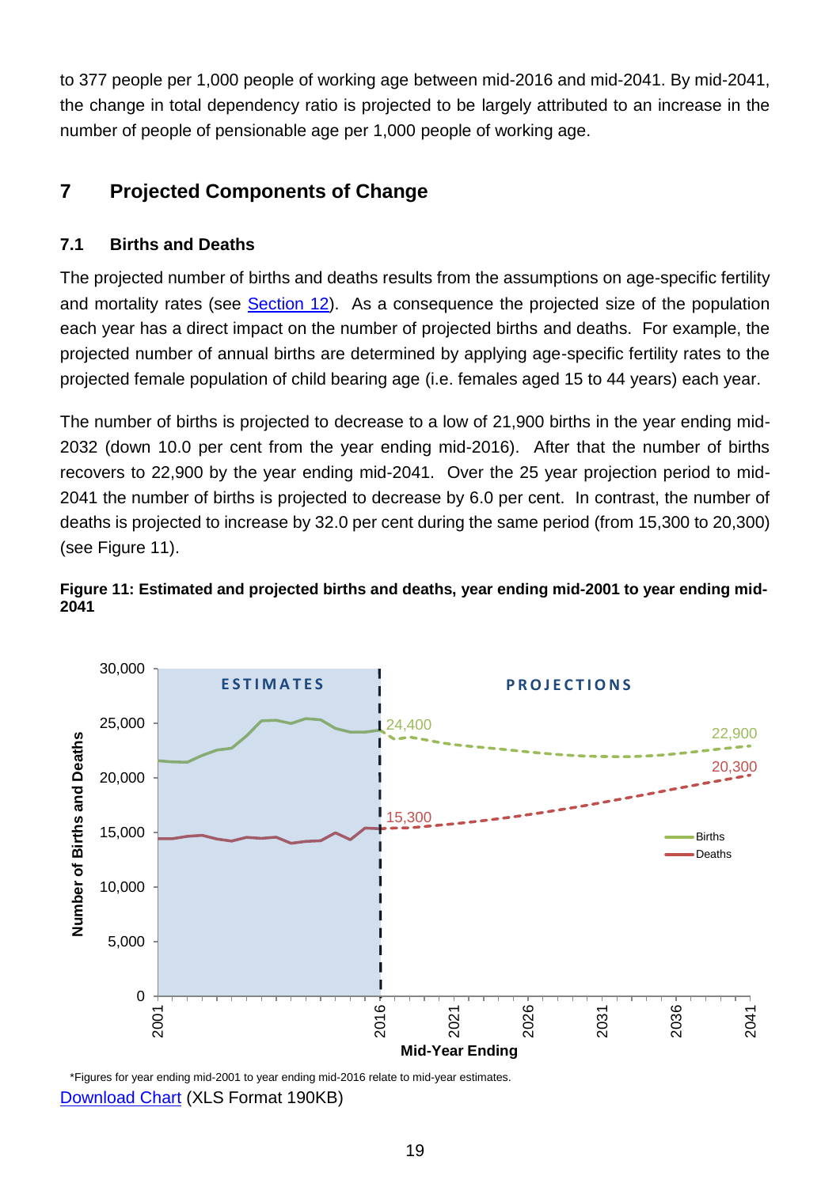to 377 people per 1,000 people of working age between mid-2016 and mid-2041. By mid-2041, the change in total dependency ratio is projected to be largely attributed to an increase in the number of people of pensionable age per 1,000 people of working age.

## 7 Projected Components of Change

### 7.1 Births and Deaths

The projected number of births and deaths results from the assumptions on age-specific fertility and mortality rates (see Section 12). As a consequence the projected size of the population each year has a direct impact on the number of projected births and deaths. For example, the projected number of annual births are determined by applying age-specific fertility rates to the projected female population of child bearing age (i.e. females aged 15 to 44 years) each year.

The number of births is projected to decrease to a low of 21,900 births in the year ending mid-2032 (down 10.0 per cent from the year ending mid-2016). After that the number of births recovers to 22,900 by the year ending mid-2041. Over the 25 year projection period to mid-2041 the number of births is projected to decrease by 6.0 per cent. In contrast, the number of deaths is projected to increase by 32.0 per cent during the same period (from 15,300 to 20,300) (see Figure 11).

**Figure 11: Estimated and projected births and deaths, year ending mid-2001 to year ending mid-2041**

*Figures for year ending mid-2001 to year ending mid-2016 relate to mid-year estimates.

Download Chart (XLS Format 190KB)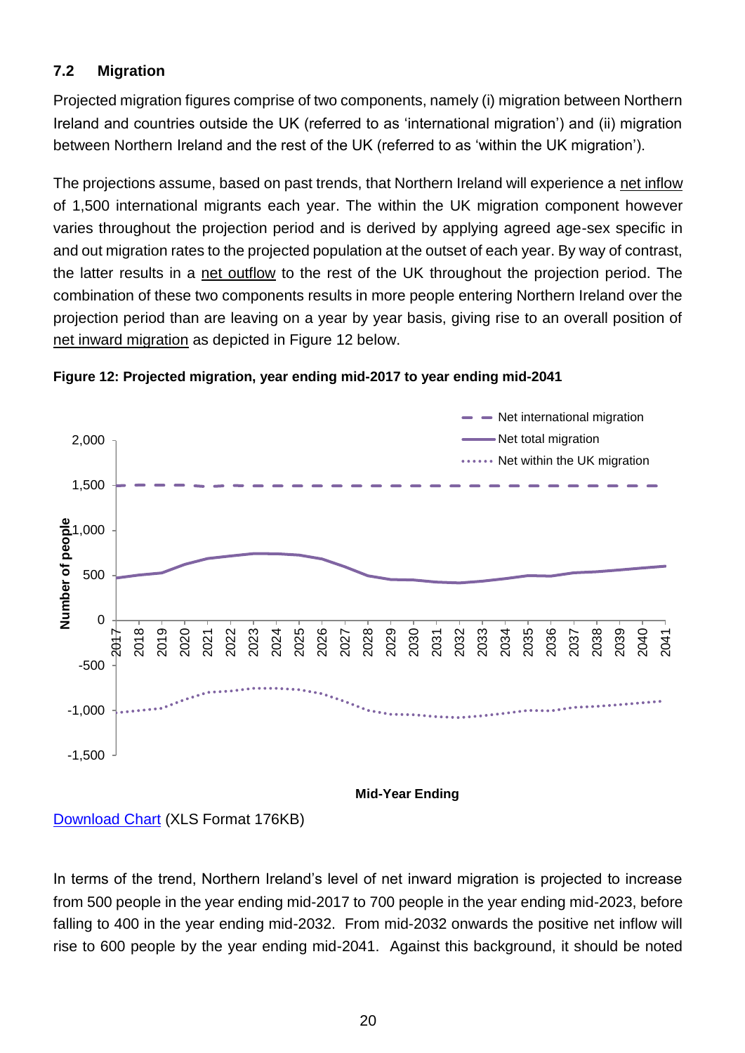### 7.2 Migration

Projected migration figures comprise of two components, namely (i) migration between Northern Ireland and countries outside the UK (referred to as 'international migration') and (ii) migration between Northern Ireland and the rest of the UK (referred to as 'within the UK migration').

The projections assume, based on past trends, that Northern Ireland will experience a net inflow of 1,500 international migrants each year. The within the UK migration component however varies throughout the projection period and is derived by applying agreed age-sex specific in and out migration rates to the projected population at the outset of each year. By way of contrast, the latter results in a net outflow to the rest of the UK throughout the projection period. The combination of these two components results in more people entering Northern Ireland over the projection period than are leaving on a year by year basis, giving rise to an overall position of net inward migration as depicted in Figure 12 below.

**Figure 12: Projected migration, year ending mid-2017 to year ending mid-2041**

Download Chart (XLS Format 176KB)

In terms of the trend, Northern Ireland's level of net inward migration is projected to increase from 500 people in the year ending mid-2017 to 700 people in the year ending mid-2023, before falling to 400 in the year ending mid-2032. From mid-2032 onwards the positive net inflow will rise to 600 people by the year ending mid-2041. Against this background, it should be noted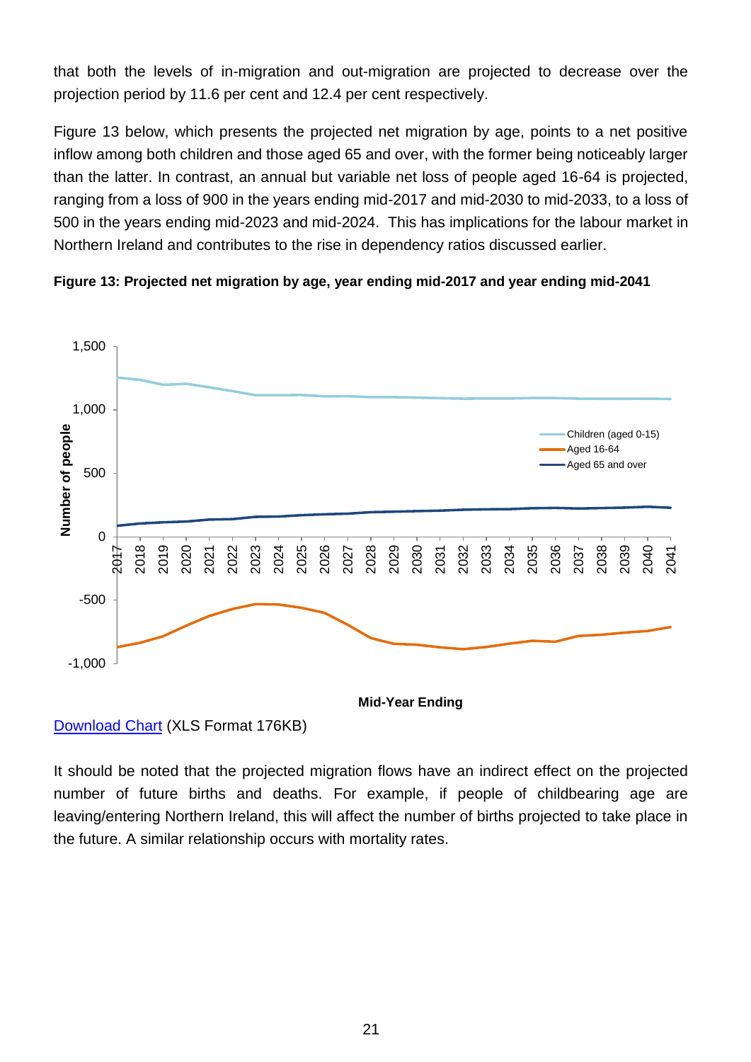that both the levels of in-migration and out-migration are projected to decrease over the projection period by 11.6 per cent and 12.4 per cent respectively.

Figure 13 below, which presents the projected net migration by age, points to a net positive inflow among both children and those aged 65 and over, with the former being noticeably larger than the latter. In contrast, an annual but variable net loss of people aged 16-64 is projected, ranging from a loss of 900 in the years ending mid-2017 and mid-2030 to mid-2033, to a loss of 500 in the years ending mid-2023 and mid-2024. This has implications for the labour market in Northern Ireland and contributes to the rise in dependency ratios discussed earlier.

**Figure 13: Projected net migration by age, year ending mid-2017 and year ending mid-2041**

[Download Chart](Download Chart) (XLS Format 176KB)

It should be noted that the projected migration flows have an indirect effect on the projected number of future births and deaths. For example, if people of childbearing age are leaving/entering Northern Ireland, this will affect the number of births projected to take place in the future. A similar relationship occurs with mortality rates.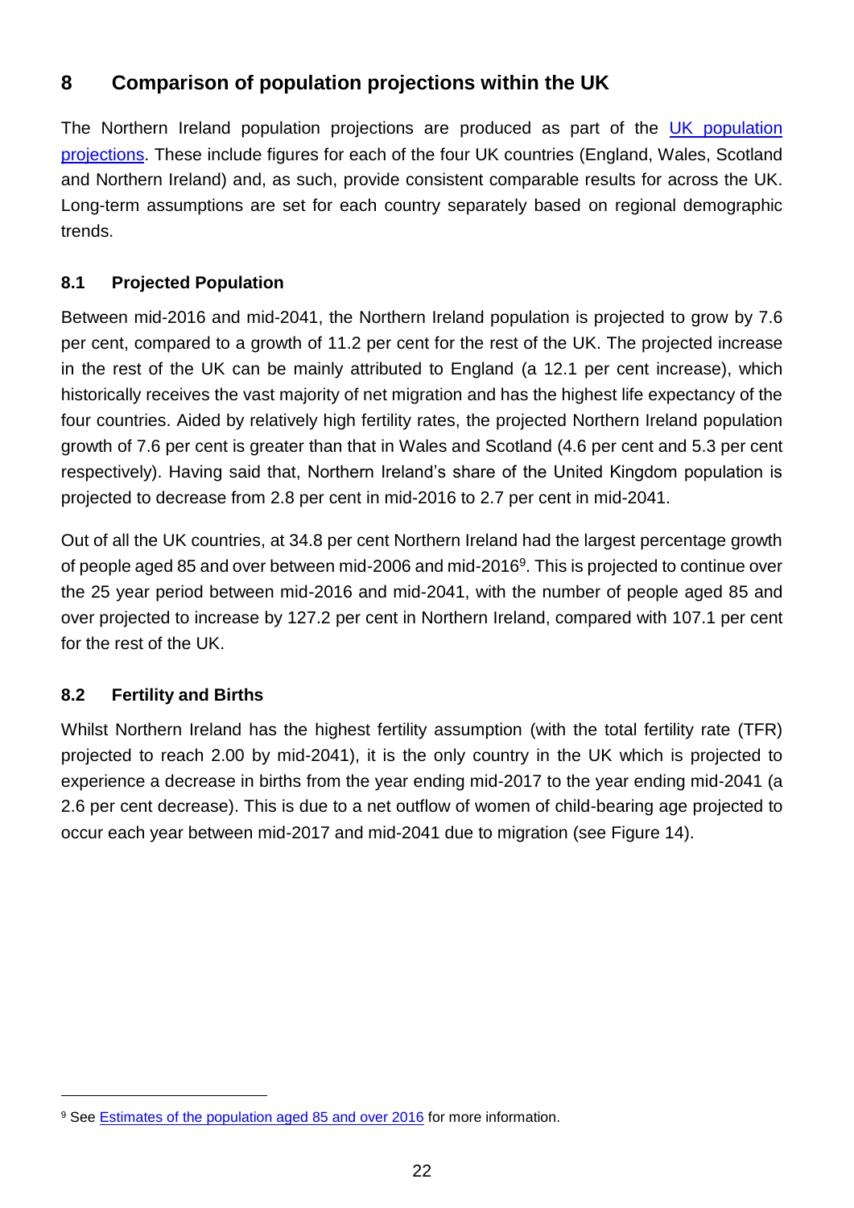## 8 Comparison of population projections within the UK

The Northern Ireland population projections are produced as part of the [UK population projections](). These include figures for each of the four UK countries (England, Wales, Scotland and Northern Ireland) and, as such, provide consistent comparable results for across the UK. Long-term assumptions are set for each country separately based on regional demographic trends.

### 8.1 Projected Population

Between mid-2016 and mid-2041, the Northern Ireland population is projected to grow by 7.6 per cent, compared to a growth of 11.2 per cent for the rest of the UK. The projected increase in the rest of the UK can be mainly attributed to England (a 12.1 per cent increase), which historically receives the vast majority of net migration and has the highest life expectancy of the four countries. Aided by relatively high fertility rates, the projected Northern Ireland population growth of 7.6 per cent is greater than that in Wales and Scotland (4.6 per cent and 5.3 per cent respectively). Having said that, Northern Ireland's share of the United Kingdom population is projected to decrease from 2.8 per cent in mid-2016 to 2.7 per cent in mid-2041.

Out of all the UK countries, at 34.8 per cent Northern Ireland had the largest percentage growth of people aged 85 and over between mid-2006 and mid-2016[9]. This is projected to continue over the 25 year period between mid-2016 and mid-2041, with the number of people aged 85 and over projected to increase by 127.2 per cent in Northern Ireland, compared with 107.1 per cent for the rest of the UK.

### 8.2 Fertility and Births

Whilst Northern Ireland has the highest fertility assumption (with the total fertility rate (TFR) projected to reach 2.00 by mid-2041), it is the only country in the UK which is projected to experience a decrease in births from the year ending mid-2017 to the year ending mid-2041 (a 2.6 per cent decrease). This is due to a net outflow of women of child-bearing age projected to occur each year between mid-2017 and mid-2041 due to migration (see Figure 14).

---

[9] See [Estimates of the population aged 85 and over 2016]() for more information.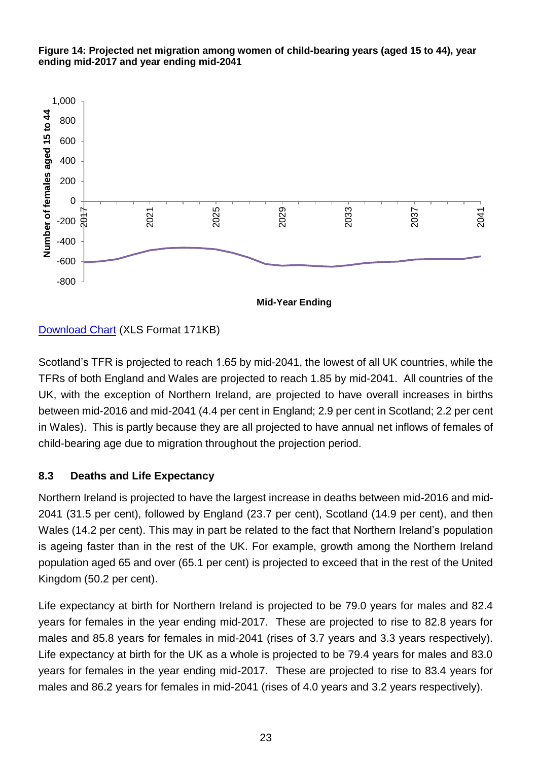**Figure 14: Projected net migration among women of child-bearing years (aged 15 to 44), year ending mid-2017 and year ending mid-2041**

[Download Chart](#) (XLS Format 171KB)

Scotland's TFR is projected to reach 1.65 by mid-2041, the lowest of all UK countries, while the TFRs of both England and Wales are projected to reach 1.85 by mid-2041. All countries of the UK, with the exception of Northern Ireland, are projected to have overall increases in births between mid-2016 and mid-2041 (4.4 per cent in England; 2.9 per cent in Scotland; 2.2 per cent in Wales). This is partly because they are all projected to have annual net inflows of females of child-bearing age due to migration throughout the projection period.

### 8.3 Deaths and Life Expectancy

Northern Ireland is projected to have the largest increase in deaths between mid-2016 and mid-2041 (31.5 per cent), followed by England (23.7 per cent), Scotland (14.9 per cent), and then Wales (14.2 per cent). This may in part be related to the fact that Northern Ireland's population is ageing faster than in the rest of the UK. For example, growth among the Northern Ireland population aged 65 and over (65.1 per cent) is projected to exceed that in the rest of the United Kingdom (50.2 per cent).

Life expectancy at birth for Northern Ireland is projected to be 79.0 years for males and 82.4 years for females in the year ending mid-2017. These are projected to rise to 82.8 years for males and 85.8 years for females in mid-2041 (rises of 3.7 years and 3.3 years respectively). Life expectancy at birth for the UK as a whole is projected to be 79.4 years for males and 83.0 years for females in the year ending mid-2017. These are projected to rise to 83.4 years for males and 86.2 years for females in mid-2041 (rises of 4.0 years and 3.2 years respectively).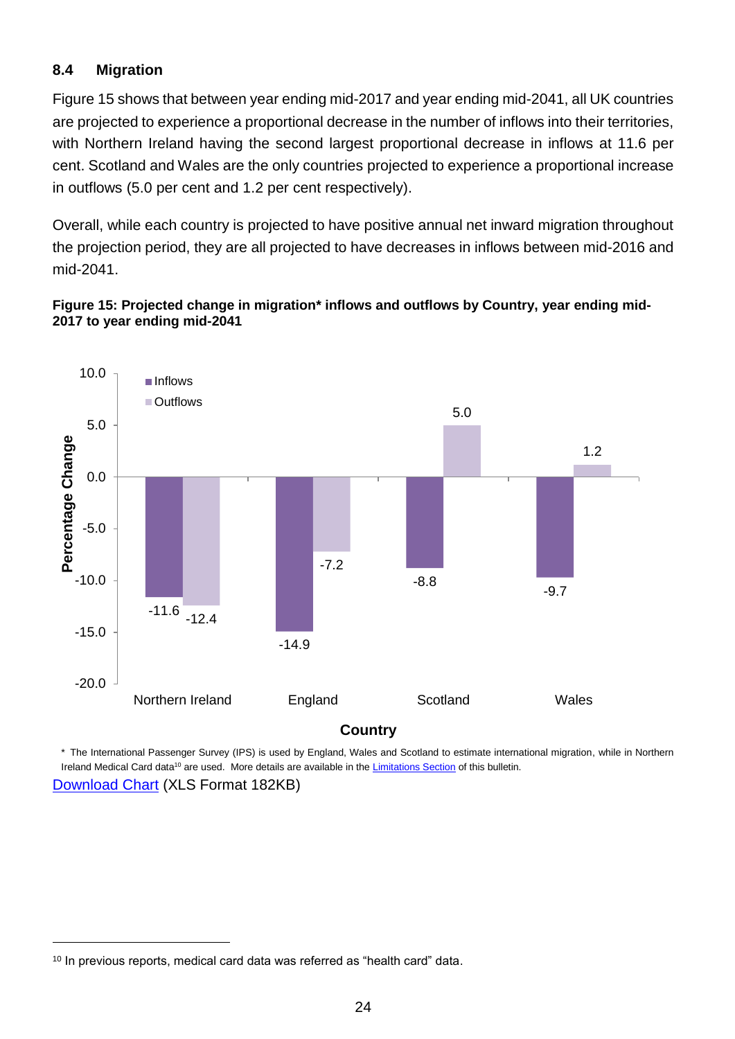## 8.4 Migration

Figure 15 shows that between year ending mid-2017 and year ending mid-2041, all UK countries are projected to experience a proportional decrease in the number of inflows into their territories, with Northern Ireland having the second largest proportional decrease in inflows at 11.6 per cent. Scotland and Wales are the only countries projected to experience a proportional increase in outflows (5.0 per cent and 1.2 per cent respectively).

Overall, while each country is projected to have positive annual net inward migration throughout the projection period, they are all projected to have decreases in inflows between mid-2016 and mid-2041.

**Figure 15: Projected change in migration* inflows and outflows by Country, year ending mid-2017 to year ending mid-2041**

| Country | Inflows (Percentage Change) | Outflows (Percentage Change) |
|---|---|---|
| Northern Ireland | -11.6 | -12.4 |
| England | -14.9 | -7.2 |
| Scotland | -8.8 | 5.0 |
| Wales | -9.7 | 1.2 |

\* The International Passenger Survey (IPS) is used by England, Wales and Scotland to estimate international migration, while in Northern Ireland Medical Card data[10] are used. More details are available in the Limitations Section of this bulletin.

Download Chart (XLS Format 182KB)

[10] In previous reports, medical card data was referred as "health card" data.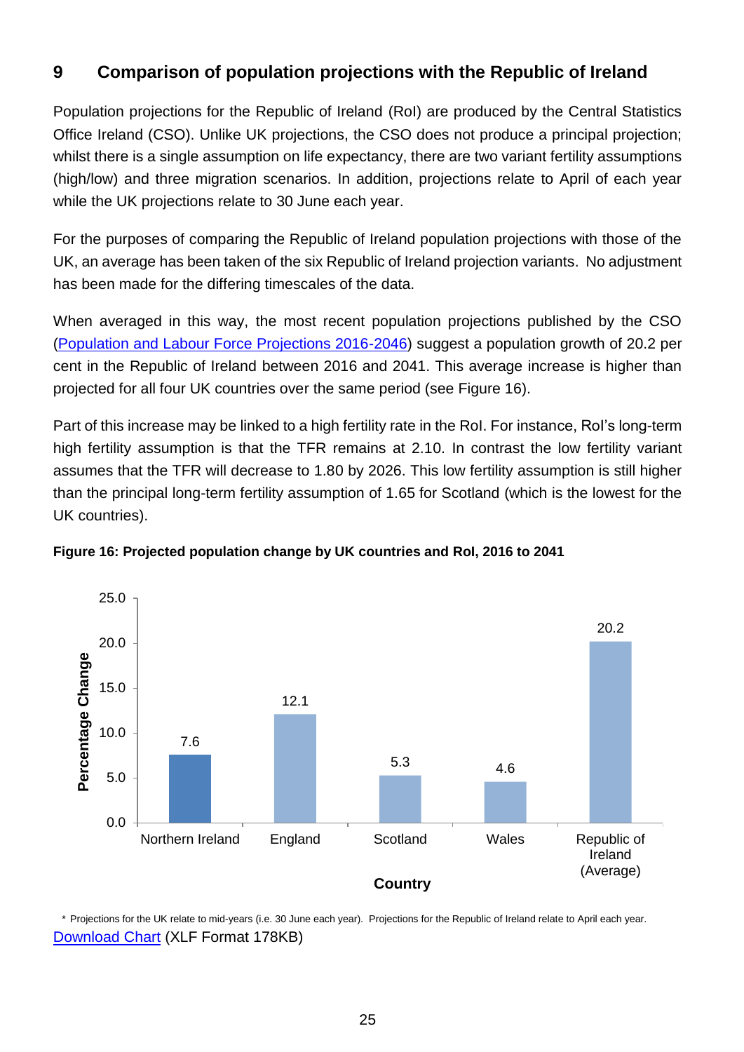## 9 Comparison of population projections with the Republic of Ireland

Population projections for the Republic of Ireland (RoI) are produced by the Central Statistics Office Ireland (CSO). Unlike UK projections, the CSO does not produce a principal projection; whilst there is a single assumption on life expectancy, there are two variant fertility assumptions (high/low) and three migration scenarios. In addition, projections relate to April of each year while the UK projections relate to 30 June each year.

For the purposes of comparing the Republic of Ireland population projections with those of the UK, an average has been taken of the six Republic of Ireland projection variants. No adjustment has been made for the differing timescales of the data.

When averaged in this way, the most recent population projections published by the CSO (Population and Labour Force Projections 2016-2046) suggest a population growth of 20.2 per cent in the Republic of Ireland between 2016 and 2041. This average increase is higher than projected for all four UK countries over the same period (see Figure 16).

Part of this increase may be linked to a high fertility rate in the RoI. For instance, RoI's long-term high fertility assumption is that the TFR remains at 2.10. In contrast the low fertility variant assumes that the TFR will decrease to 1.80 by 2026. This low fertility assumption is still higher than the principal long-term fertility assumption of 1.65 for Scotland (which is the lowest for the UK countries).

**Figure 16: Projected population change by UK countries and RoI, 2016 to 2041**

| Country | Percentage Change |
|---|---|
| Northern Ireland | 7.6 |
| England | 12.1 |
| Scotland | 5.3 |
| Wales | 4.6 |
| Republic of Ireland (Average) | 20.2 |

\* Projections for the UK relate to mid-years (i.e. 30 June each year). Projections for the Republic of Ireland relate to April each year.

Download Chart (XLF Format 178KB)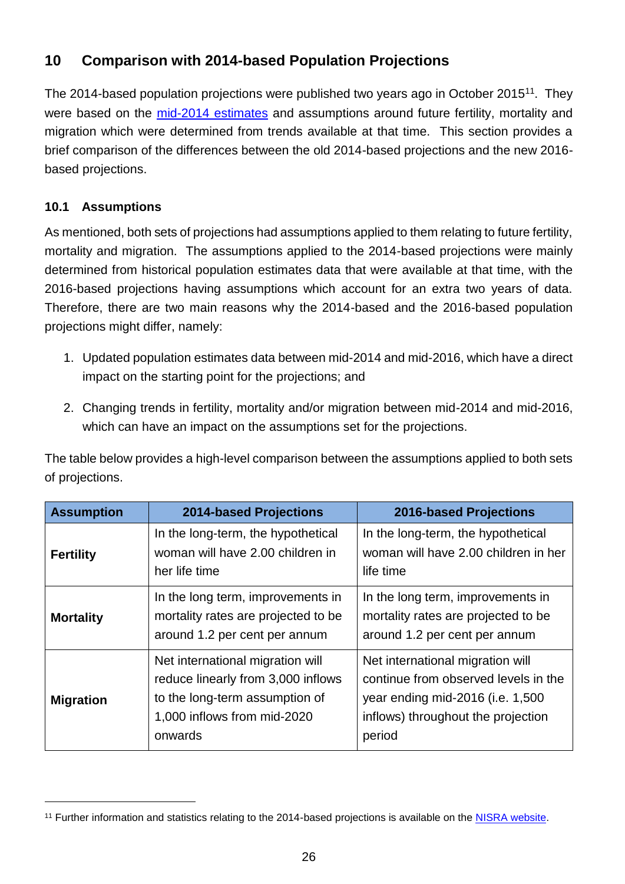## 10 Comparison with 2014-based Population Projections

The 2014-based population projections were published two years ago in October 2015[11]. They were based on the mid-2014 estimates and assumptions around future fertility, mortality and migration which were determined from trends available at that time. This section provides a brief comparison of the differences between the old 2014-based projections and the new 2016-based projections.

### 10.1 Assumptions

As mentioned, both sets of projections had assumptions applied to them relating to future fertility, mortality and migration. The assumptions applied to the 2014-based projections were mainly determined from historical population estimates data that were available at that time, with the 2016-based projections having assumptions which account for an extra two years of data. Therefore, there are two main reasons why the 2014-based and the 2016-based population projections might differ, namely:

1. Updated population estimates data between mid-2014 and mid-2016, which have a direct impact on the starting point for the projections; and
2. Changing trends in fertility, mortality and/or migration between mid-2014 and mid-2016, which can have an impact on the assumptions set for the projections.

The table below provides a high-level comparison between the assumptions applied to both sets of projections.

| Assumption | 2014-based Projections | 2016-based Projections |
|---|---|---|
| **Fertility** | In the long-term, the hypothetical woman will have 2.00 children in her life time | In the long-term, the hypothetical woman will have 2.00 children in her life time |
| **Mortality** | In the long term, improvements in mortality rates are projected to be around 1.2 per cent per annum | In the long term, improvements in mortality rates are projected to be around 1.2 per cent per annum |
| **Migration** | Net international migration will reduce linearly from 3,000 inflows to the long-term assumption of 1,000 inflows from mid-2020 onwards | Net international migration will continue from observed levels in the year ending mid-2016 (i.e. 1,500 inflows) throughout the projection period |

[11] Further information and statistics relating to the 2014-based projections is available on the NISRA website.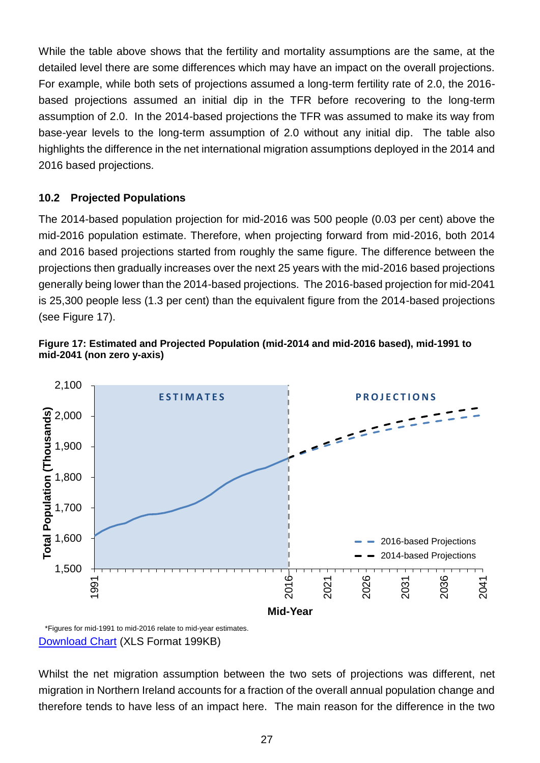While the table above shows that the fertility and mortality assumptions are the same, at the detailed level there are some differences which may have an impact on the overall projections. For example, while both sets of projections assumed a long-term fertility rate of 2.0, the 2016-based projections assumed an initial dip in the TFR before recovering to the long-term assumption of 2.0. In the 2014-based projections the TFR was assumed to make its way from base-year levels to the long-term assumption of 2.0 without any initial dip. The table also highlights the difference in the net international migration assumptions deployed in the 2014 and 2016 based projections.

### 10.2 Projected Populations

The 2014-based population projection for mid-2016 was 500 people (0.03 per cent) above the mid-2016 population estimate. Therefore, when projecting forward from mid-2016, both 2014 and 2016 based projections started from roughly the same figure. The difference between the projections then gradually increases over the next 25 years with the mid-2016 based projections generally being lower than the 2014-based projections. The 2016-based projection for mid-2041 is 25,300 people less (1.3 per cent) than the equivalent figure from the 2014-based projections (see Figure 17).

**Figure 17: Estimated and Projected Population (mid-2014 and mid-2016 based), mid-1991 to mid-2041 (non zero y-axis)**

\*Figures for mid-1991 to mid-2016 relate to mid-year estimates.

[Download Chart](#) (XLS Format 199KB)

Whilst the net migration assumption between the two sets of projections was different, net migration in Northern Ireland accounts for a fraction of the overall annual population change and therefore tends to have less of an impact here. The main reason for the difference in the two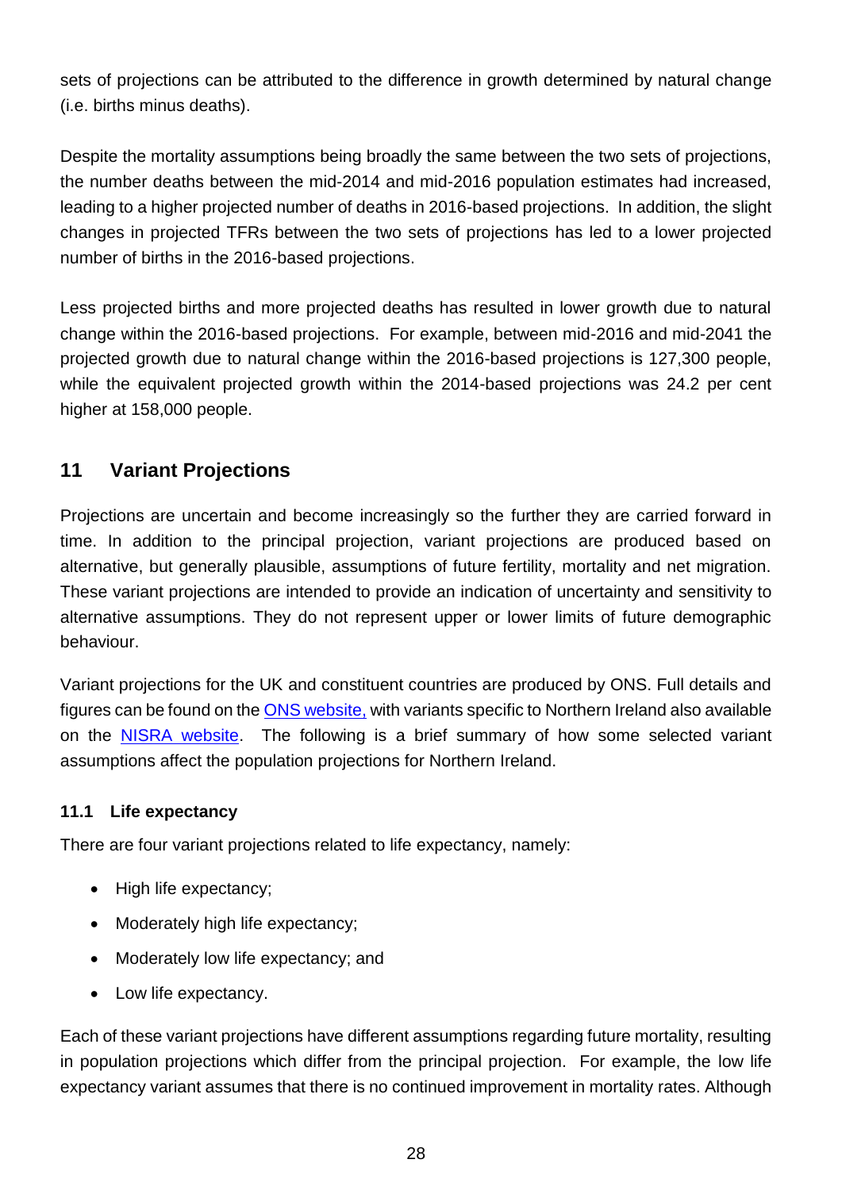sets of projections can be attributed to the difference in growth determined by natural change (i.e. births minus deaths).

Despite the mortality assumptions being broadly the same between the two sets of projections, the number deaths between the mid-2014 and mid-2016 population estimates had increased, leading to a higher projected number of deaths in 2016-based projections. In addition, the slight changes in projected TFRs between the two sets of projections has led to a lower projected number of births in the 2016-based projections.

Less projected births and more projected deaths has resulted in lower growth due to natural change within the 2016-based projections. For example, between mid-2016 and mid-2041 the projected growth due to natural change within the 2016-based projections is 127,300 people, while the equivalent projected growth within the 2014-based projections was 24.2 per cent higher at 158,000 people.

## 11 Variant Projections

Projections are uncertain and become increasingly so the further they are carried forward in time. In addition to the principal projection, variant projections are produced based on alternative, but generally plausible, assumptions of future fertility, mortality and net migration. These variant projections are intended to provide an indication of uncertainty and sensitivity to alternative assumptions. They do not represent upper or lower limits of future demographic behaviour.

Variant projections for the UK and constituent countries are produced by ONS. Full details and figures can be found on the [ONS website,](#) with variants specific to Northern Ireland also available on the [NISRA website](#). The following is a brief summary of how some selected variant assumptions affect the population projections for Northern Ireland.

### 11.1 Life expectancy

There are four variant projections related to life expectancy, namely:

- High life expectancy;
- Moderately high life expectancy;
- Moderately low life expectancy; and
- Low life expectancy.

Each of these variant projections have different assumptions regarding future mortality, resulting in population projections which differ from the principal projection. For example, the low life expectancy variant assumes that there is no continued improvement in mortality rates. Although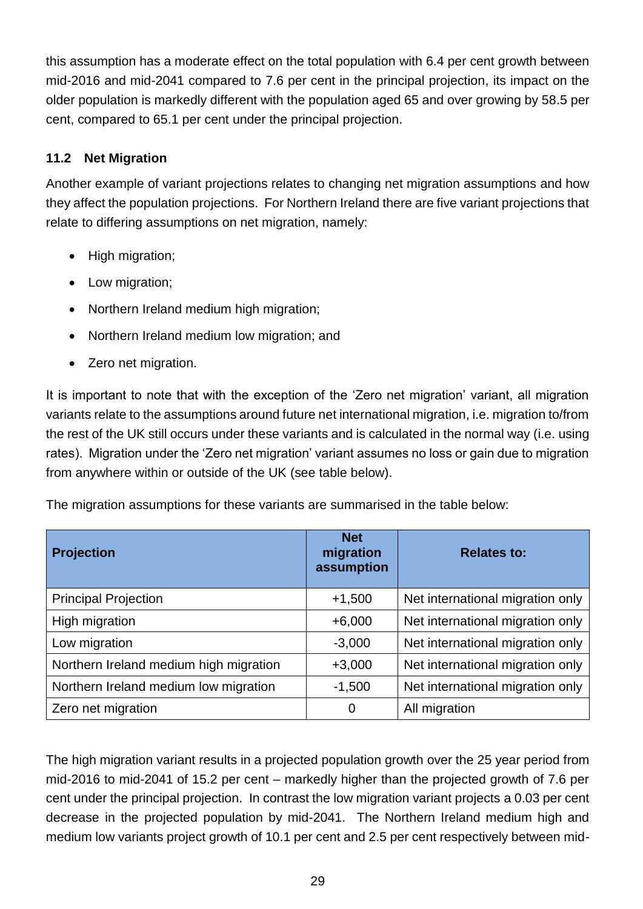this assumption has a moderate effect on the total population with 6.4 per cent growth between mid-2016 and mid-2041 compared to 7.6 per cent in the principal projection, its impact on the older population is markedly different with the population aged 65 and over growing by 58.5 per cent, compared to 65.1 per cent under the principal projection.

### 11.2 Net Migration

Another example of variant projections relates to changing net migration assumptions and how they affect the population projections. For Northern Ireland there are five variant projections that relate to differing assumptions on net migration, namely:

- High migration;
- Low migration;
- Northern Ireland medium high migration;
- Northern Ireland medium low migration; and
- Zero net migration.

It is important to note that with the exception of the 'Zero net migration' variant, all migration variants relate to the assumptions around future net international migration, i.e. migration to/from the rest of the UK still occurs under these variants and is calculated in the normal way (i.e. using rates). Migration under the 'Zero net migration' variant assumes no loss or gain due to migration from anywhere within or outside of the UK (see table below).

The migration assumptions for these variants are summarised in the table below:

| Projection | Net migration assumption | Relates to: |
|---|---|---|
| Principal Projection | +1,500 | Net international migration only |
| High migration | +6,000 | Net international migration only |
| Low migration | -3,000 | Net international migration only |
| Northern Ireland medium high migration | +3,000 | Net international migration only |
| Northern Ireland medium low migration | -1,500 | Net international migration only |
| Zero net migration | 0 | All migration |

The high migration variant results in a projected population growth over the 25 year period from mid-2016 to mid-2041 of 15.2 per cent – markedly higher than the projected growth of 7.6 per cent under the principal projection. In contrast the low migration variant projects a 0.03 per cent decrease in the projected population by mid-2041. The Northern Ireland medium high and medium low variants project growth of 10.1 per cent and 2.5 per cent respectively between mid-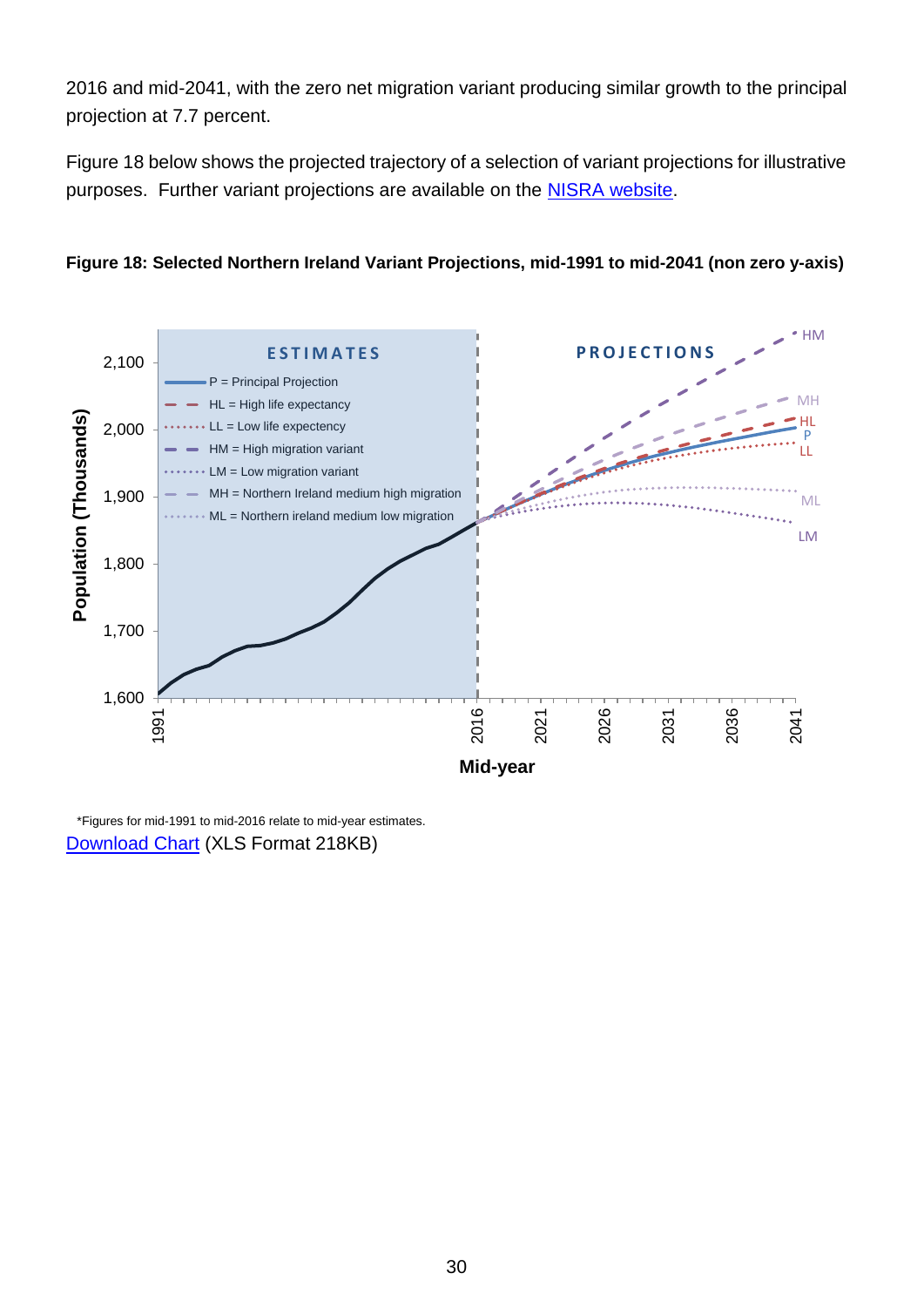2016 and mid-2041, with the zero net migration variant producing similar growth to the principal projection at 7.7 percent.

Figure 18 below shows the projected trajectory of a selection of variant projections for illustrative purposes. Further variant projections are available on the [NISRA website](NISRA website).

**Figure 18: Selected Northern Ireland Variant Projections, mid-1991 to mid-2041 (non zero y-axis)**

*Figures for mid-1991 to mid-2016 relate to mid-year estimates.

[Download Chart](Download Chart) (XLS Format 218KB)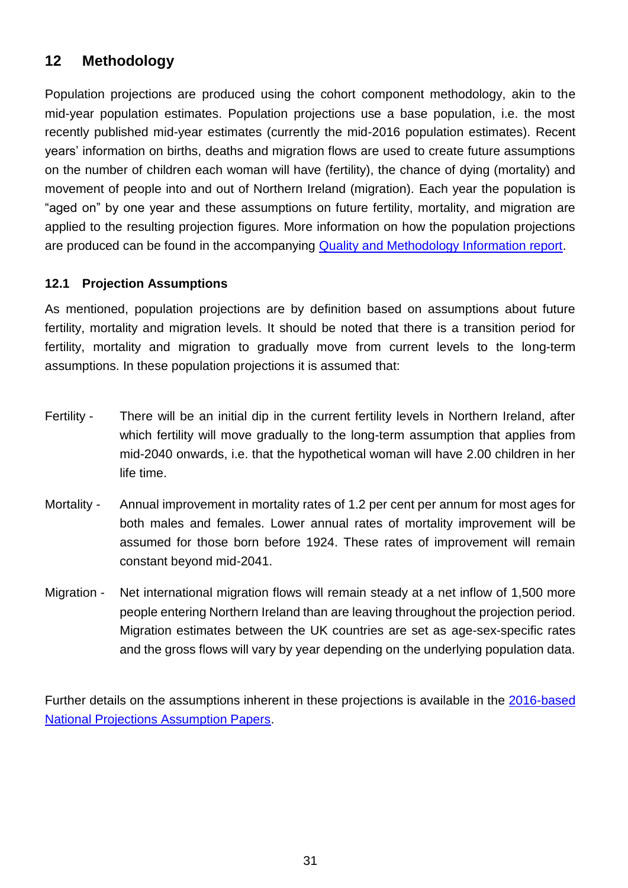## 12 Methodology

Population projections are produced using the cohort component methodology, akin to the mid-year population estimates. Population projections use a base population, i.e. the most recently published mid-year estimates (currently the mid-2016 population estimates). Recent years' information on births, deaths and migration flows are used to create future assumptions on the number of children each woman will have (fertility), the chance of dying (mortality) and movement of people into and out of Northern Ireland (migration). Each year the population is "aged on" by one year and these assumptions on future fertility, mortality, and migration are applied to the resulting projection figures. More information on how the population projections are produced can be found in the accompanying [Quality and Methodology Information report](#).

### 12.1 Projection Assumptions

As mentioned, population projections are by definition based on assumptions about future fertility, mortality and migration levels. It should be noted that there is a transition period for fertility, mortality and migration to gradually move from current levels to the long-term assumptions. In these population projections it is assumed that:

Fertility - There will be an initial dip in the current fertility levels in Northern Ireland, after which fertility will move gradually to the long-term assumption that applies from mid-2040 onwards, i.e. that the hypothetical woman will have 2.00 children in her life time.

Mortality - Annual improvement in mortality rates of 1.2 per cent per annum for most ages for both males and females. Lower annual rates of mortality improvement will be assumed for those born before 1924. These rates of improvement will remain constant beyond mid-2041.

Migration - Net international migration flows will remain steady at a net inflow of 1,500 more people entering Northern Ireland than are leaving throughout the projection period. Migration estimates between the UK countries are set as age-sex-specific rates and the gross flows will vary by year depending on the underlying population data.

Further details on the assumptions inherent in these projections is available in the [2016-based National Projections Assumption Papers](#).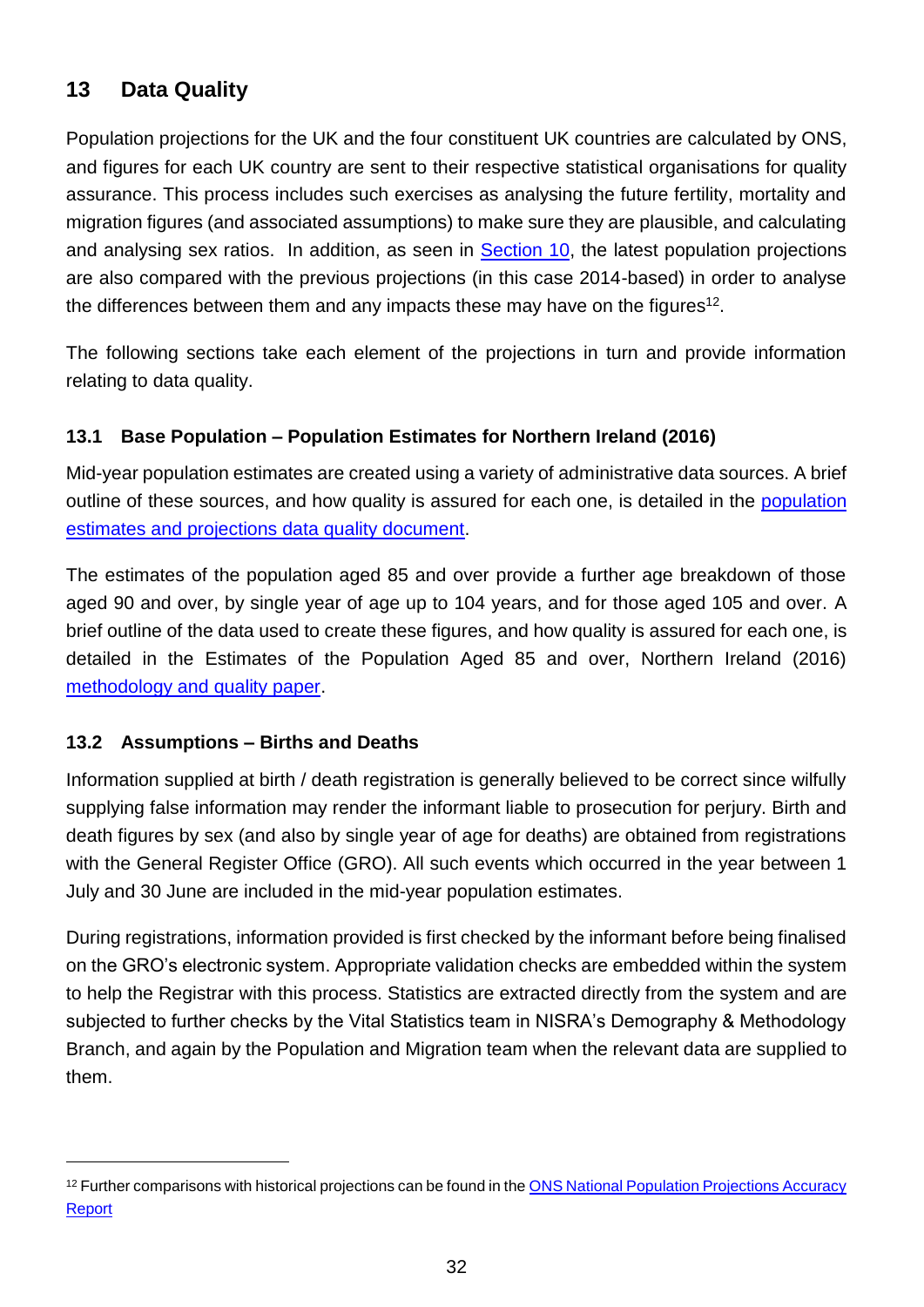## 13 Data Quality

Population projections for the UK and the four constituent UK countries are calculated by ONS, and figures for each UK country are sent to their respective statistical organisations for quality assurance. This process includes such exercises as analysing the future fertility, mortality and migration figures (and associated assumptions) to make sure they are plausible, and calculating and analysing sex ratios. In addition, as seen in Section 10, the latest population projections are also compared with the previous projections (in this case 2014-based) in order to analyse the differences between them and any impacts these may have on the figures[12].

The following sections take each element of the projections in turn and provide information relating to data quality.

### 13.1 Base Population – Population Estimates for Northern Ireland (2016)

Mid-year population estimates are created using a variety of administrative data sources. A brief outline of these sources, and how quality is assured for each one, is detailed in the population estimates and projections data quality document.

The estimates of the population aged 85 and over provide a further age breakdown of those aged 90 and over, by single year of age up to 104 years, and for those aged 105 and over. A brief outline of the data used to create these figures, and how quality is assured for each one, is detailed in the Estimates of the Population Aged 85 and over, Northern Ireland (2016) methodology and quality paper.

### 13.2 Assumptions – Births and Deaths

Information supplied at birth / death registration is generally believed to be correct since wilfully supplying false information may render the informant liable to prosecution for perjury. Birth and death figures by sex (and also by single year of age for deaths) are obtained from registrations with the General Register Office (GRO). All such events which occurred in the year between 1 July and 30 June are included in the mid-year population estimates.

During registrations, information provided is first checked by the informant before being finalised on the GRO's electronic system. Appropriate validation checks are embedded within the system to help the Registrar with this process. Statistics are extracted directly from the system and are subjected to further checks by the Vital Statistics team in NISRA's Demography & Methodology Branch, and again by the Population and Migration team when the relevant data are supplied to them.

---

[12] Further comparisons with historical projections can be found in the ONS National Population Projections Accuracy Report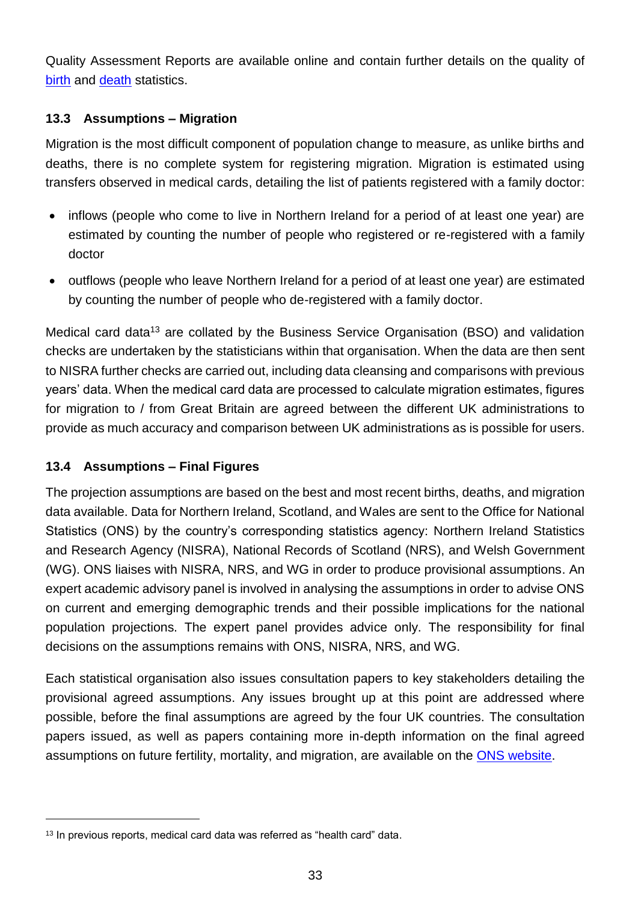Quality Assessment Reports are available online and contain further details on the quality of [birth]() and [death]() statistics.

### 13.3 Assumptions – Migration

Migration is the most difficult component of population change to measure, as unlike births and deaths, there is no complete system for registering migration. Migration is estimated using transfers observed in medical cards, detailing the list of patients registered with a family doctor:

- inflows (people who come to live in Northern Ireland for a period of at least one year) are estimated by counting the number of people who registered or re-registered with a family doctor
- outflows (people who leave Northern Ireland for a period of at least one year) are estimated by counting the number of people who de-registered with a family doctor.

Medical card data[13] are collated by the Business Service Organisation (BSO) and validation checks are undertaken by the statisticians within that organisation. When the data are then sent to NISRA further checks are carried out, including data cleansing and comparisons with previous years' data. When the medical card data are processed to calculate migration estimates, figures for migration to / from Great Britain are agreed between the different UK administrations to provide as much accuracy and comparison between UK administrations as is possible for users.

### 13.4 Assumptions – Final Figures

The projection assumptions are based on the best and most recent births, deaths, and migration data available. Data for Northern Ireland, Scotland, and Wales are sent to the Office for National Statistics (ONS) by the country's corresponding statistics agency: Northern Ireland Statistics and Research Agency (NISRA), National Records of Scotland (NRS), and Welsh Government (WG). ONS liaises with NISRA, NRS, and WG in order to produce provisional assumptions. An expert academic advisory panel is involved in analysing the assumptions in order to advise ONS on current and emerging demographic trends and their possible implications for the national population projections. The expert panel provides advice only. The responsibility for final decisions on the assumptions remains with ONS, NISRA, NRS, and WG.

Each statistical organisation also issues consultation papers to key stakeholders detailing the provisional agreed assumptions. Any issues brought up at this point are addressed where possible, before the final assumptions are agreed by the four UK countries. The consultation papers issued, as well as papers containing more in-depth information on the final agreed assumptions on future fertility, mortality, and migration, are available on the [ONS website]().

---

[13] In previous reports, medical card data was referred as "health card" data.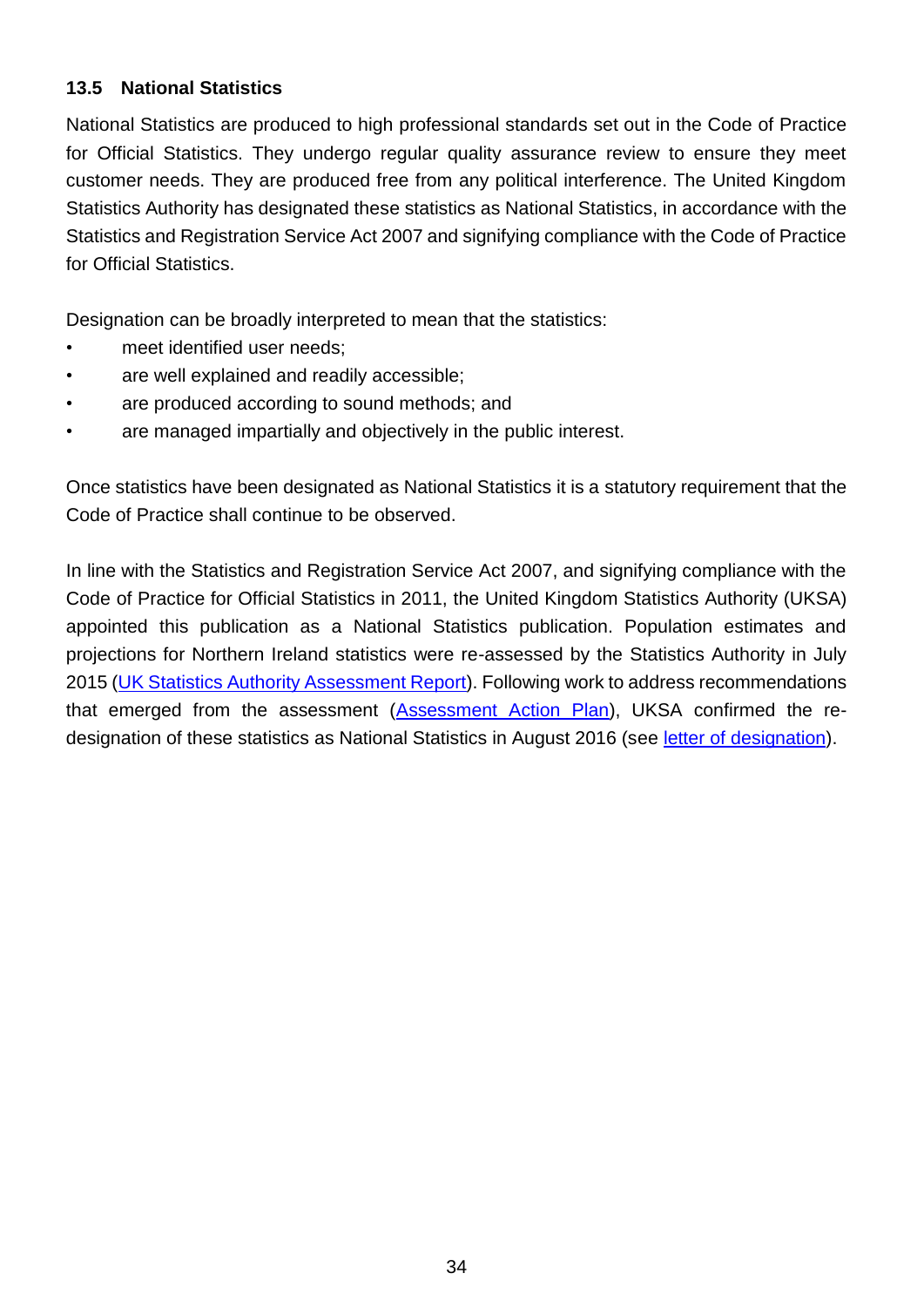### 13.5 National Statistics

National Statistics are produced to high professional standards set out in the Code of Practice for Official Statistics. They undergo regular quality assurance review to ensure they meet customer needs. They are produced free from any political interference. The United Kingdom Statistics Authority has designated these statistics as National Statistics, in accordance with the Statistics and Registration Service Act 2007 and signifying compliance with the Code of Practice for Official Statistics.

Designation can be broadly interpreted to mean that the statistics:

- meet identified user needs;
- are well explained and readily accessible;
- are produced according to sound methods; and
- are managed impartially and objectively in the public interest.

Once statistics have been designated as National Statistics it is a statutory requirement that the Code of Practice shall continue to be observed.

In line with the Statistics and Registration Service Act 2007, and signifying compliance with the Code of Practice for Official Statistics in 2011, the United Kingdom Statistics Authority (UKSA) appointed this publication as a National Statistics publication. Population estimates and projections for Northern Ireland statistics were re-assessed by the Statistics Authority in July 2015 (UK Statistics Authority Assessment Report). Following work to address recommendations that emerged from the assessment (Assessment Action Plan), UKSA confirmed the re-designation of these statistics as National Statistics in August 2016 (see letter of designation).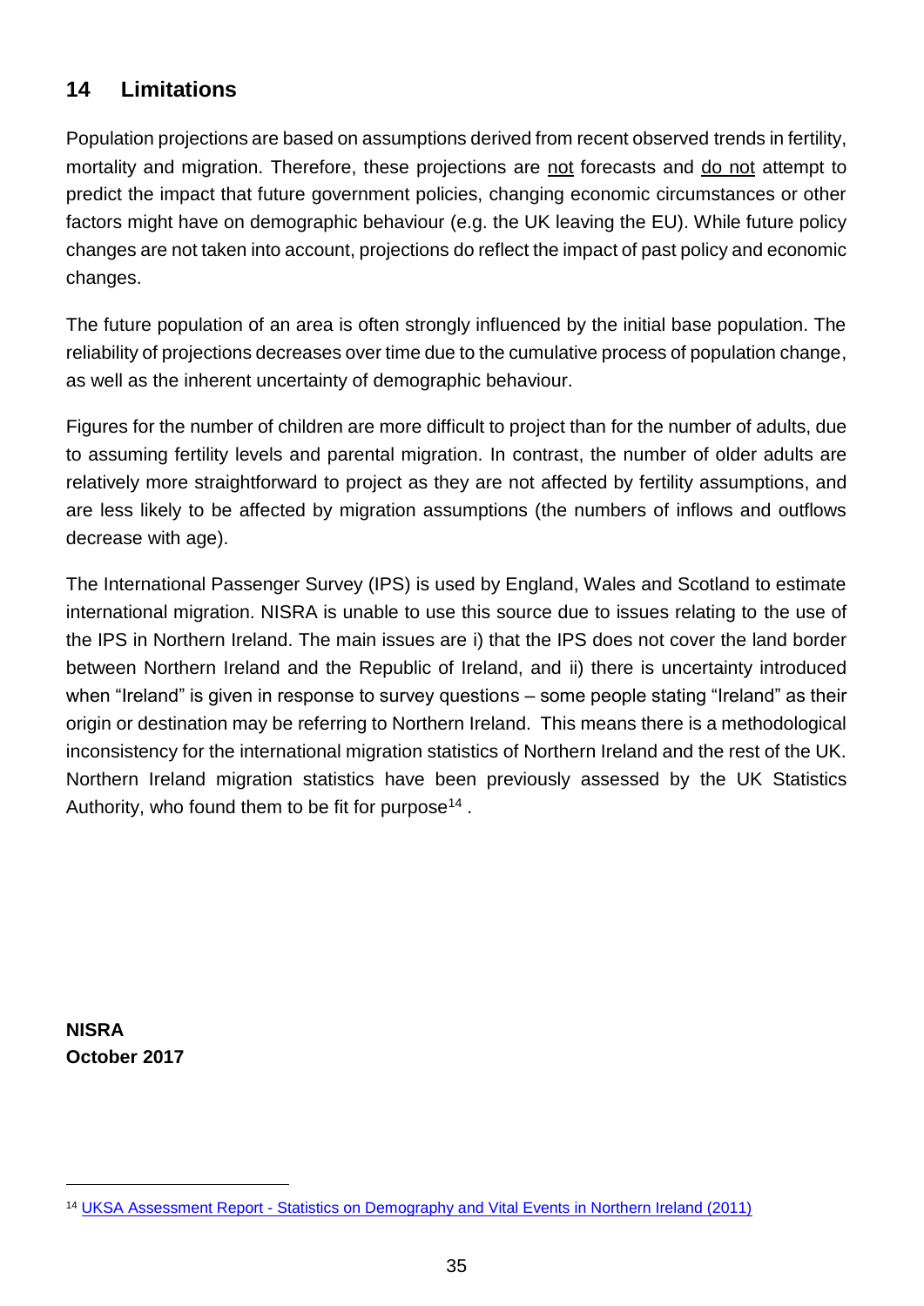## 14 Limitations

Population projections are based on assumptions derived from recent observed trends in fertility, mortality and migration. Therefore, these projections are not forecasts and do not attempt to predict the impact that future government policies, changing economic circumstances or other factors might have on demographic behaviour (e.g. the UK leaving the EU). While future policy changes are not taken into account, projections do reflect the impact of past policy and economic changes.

The future population of an area is often strongly influenced by the initial base population. The reliability of projections decreases over time due to the cumulative process of population change, as well as the inherent uncertainty of demographic behaviour.

Figures for the number of children are more difficult to project than for the number of adults, due to assuming fertility levels and parental migration. In contrast, the number of older adults are relatively more straightforward to project as they are not affected by fertility assumptions, and are less likely to be affected by migration assumptions (the numbers of inflows and outflows decrease with age).

The International Passenger Survey (IPS) is used by England, Wales and Scotland to estimate international migration. NISRA is unable to use this source due to issues relating to the use of the IPS in Northern Ireland. The main issues are i) that the IPS does not cover the land border between Northern Ireland and the Republic of Ireland, and ii) there is uncertainty introduced when "Ireland" is given in response to survey questions – some people stating "Ireland" as their origin or destination may be referring to Northern Ireland. This means there is a methodological inconsistency for the international migration statistics of Northern Ireland and the rest of the UK. Northern Ireland migration statistics have been previously assessed by the UK Statistics Authority, who found them to be fit for purpose[14].

**NISRA**
**October 2017**

[14] UKSA Assessment Report - Statistics on Demography and Vital Events in Northern Ireland (2011)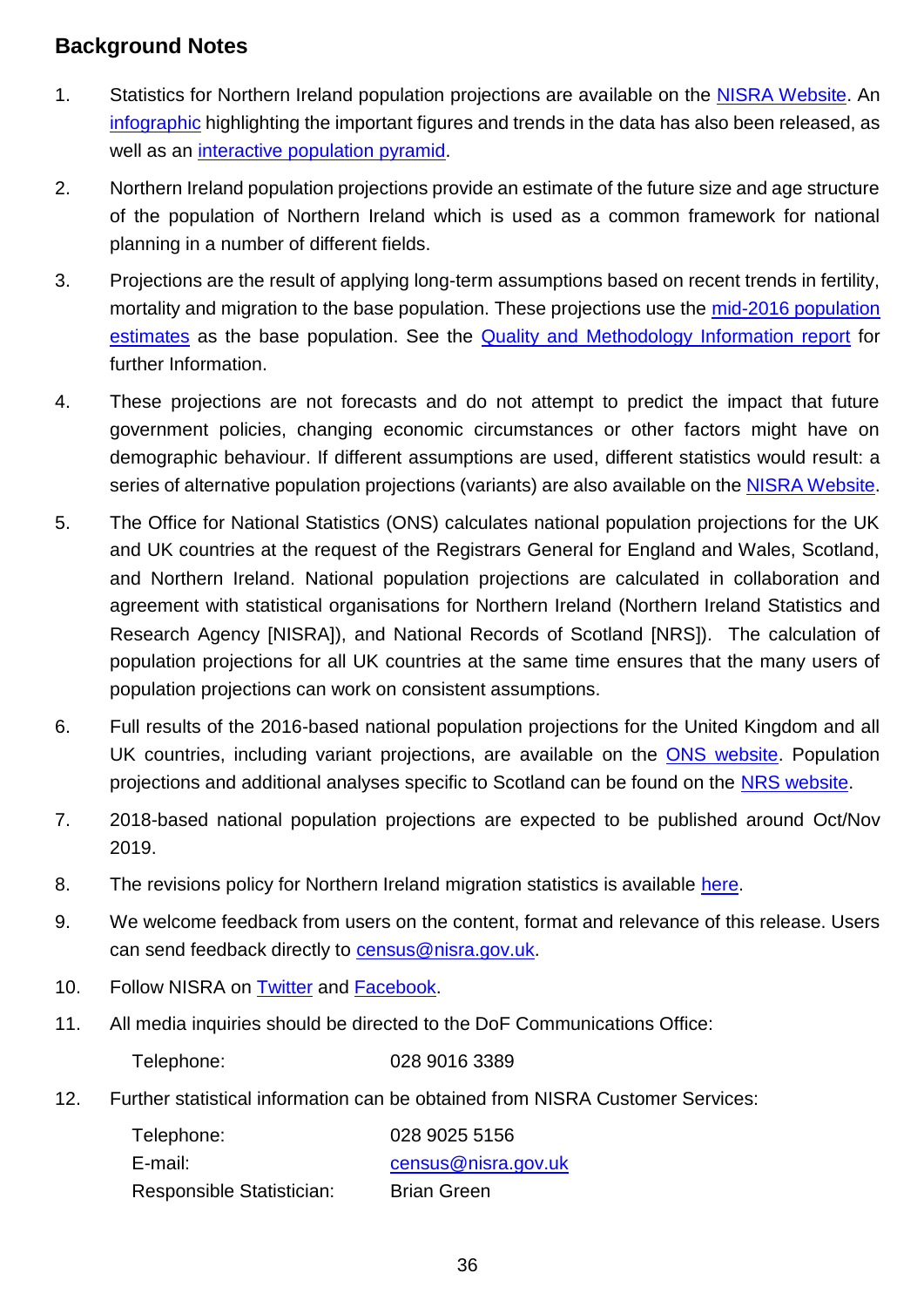## Background Notes

1. Statistics for Northern Ireland population projections are available on the NISRA Website. An infographic highlighting the important figures and trends in the data has also been released, as well as an interactive population pyramid.

2. Northern Ireland population projections provide an estimate of the future size and age structure of the population of Northern Ireland which is used as a common framework for national planning in a number of different fields.

3. Projections are the result of applying long-term assumptions based on recent trends in fertility, mortality and migration to the base population. These projections use the mid-2016 population estimates as the base population. See the Quality and Methodology Information report for further Information.

4. These projections are not forecasts and do not attempt to predict the impact that future government policies, changing economic circumstances or other factors might have on demographic behaviour. If different assumptions are used, different statistics would result: a series of alternative population projections (variants) are also available on the NISRA Website.

5. The Office for National Statistics (ONS) calculates national population projections for the UK and UK countries at the request of the Registrars General for England and Wales, Scotland, and Northern Ireland. National population projections are calculated in collaboration and agreement with statistical organisations for Northern Ireland (Northern Ireland Statistics and Research Agency [NISRA]), and National Records of Scotland [NRS]). The calculation of population projections for all UK countries at the same time ensures that the many users of population projections can work on consistent assumptions.

6. Full results of the 2016-based national population projections for the United Kingdom and all UK countries, including variant projections, are available on the ONS website. Population projections and additional analyses specific to Scotland can be found on the NRS website.

7. 2018-based national population projections are expected to be published around Oct/Nov 2019.

8. The revisions policy for Northern Ireland migration statistics is available here.

9. We welcome feedback from users on the content, format and relevance of this release. Users can send feedback directly to census@nisra.gov.uk.

10. Follow NISRA on Twitter and Facebook.

11. All media inquiries should be directed to the DoF Communications Office:

    Telephone: 028 9016 3389

12. Further statistical information can be obtained from NISRA Customer Services:

    Telephone: 028 9025 5156
    E-mail: census@nisra.gov.uk
    Responsible Statistician: Brian Green